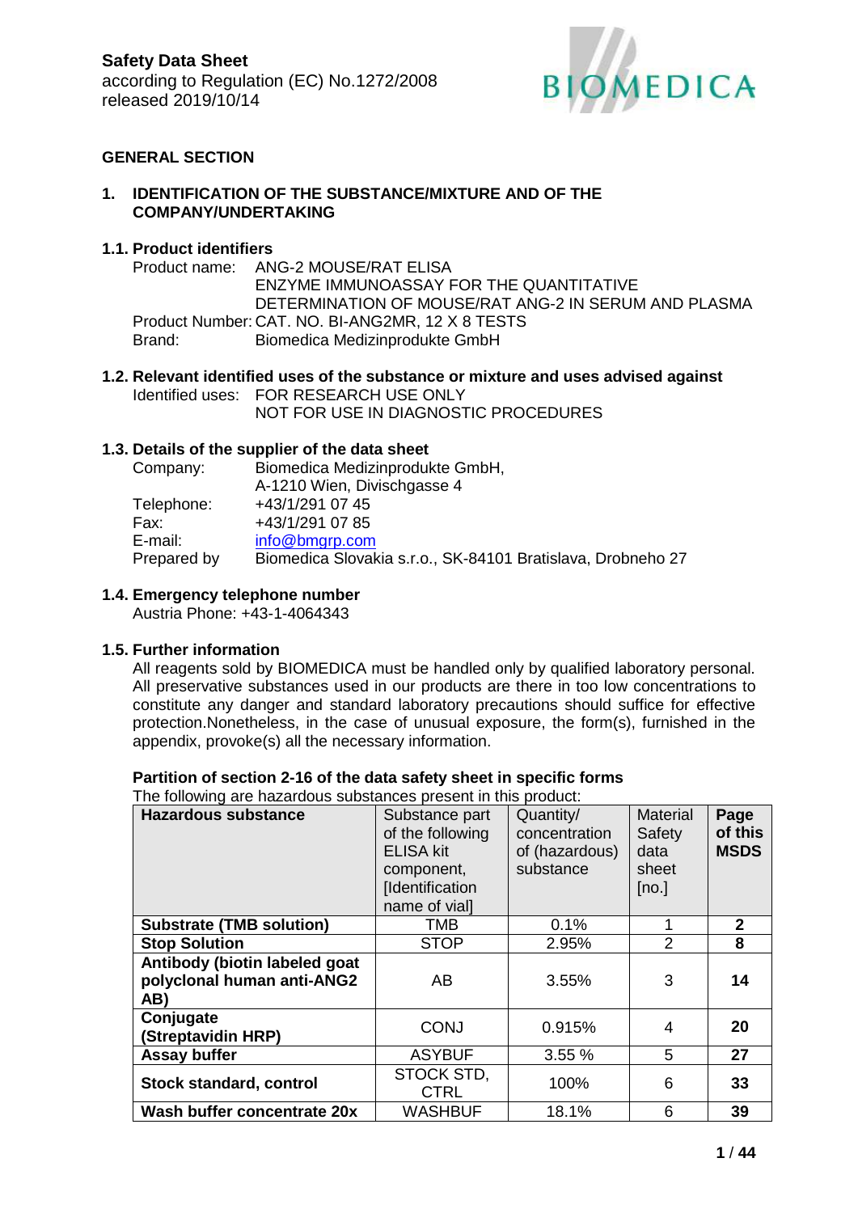**Safety Data Sheet**
according to Regulation (EC) No.1272/2008
released 2019/10/14

BIOMEDICA

## GENERAL SECTION

## 1. IDENTIFICATION OF THE SUBSTANCE/MIXTURE AND OF THE COMPANY/UNDERTAKING

### 1.1. Product identifiers

Product name: ANG-2 MOUSE/RAT ELISA
ENZYME IMMUNOASSAY FOR THE QUANTITATIVE DETERMINATION OF MOUSE/RAT ANG-2 IN SERUM AND PLASMA
Product Number: CAT. NO. BI-ANG2MR, 12 X 8 TESTS
Brand: Biomedica Medizinprodukte GmbH

### 1.2. Relevant identified uses of the substance or mixture and uses advised against

Identified uses: FOR RESEARCH USE ONLY
NOT FOR USE IN DIAGNOSTIC PROCEDURES

### 1.3. Details of the supplier of the data sheet

Company: Biomedica Medizinprodukte GmbH,
A-1210 Wien, Divischgasse 4
Telephone: +43/1/291 07 45
Fax: +43/1/291 07 85
E-mail: info@bmgrp.com
Prepared by Biomedica Slovakia s.r.o., SK-84101 Bratislava, Drobneho 27

### 1.4. Emergency telephone number

Austria Phone: +43-1-4064343

### 1.5. Further information

All reagents sold by BIOMEDICA must be handled only by qualified laboratory personal. All preservative substances used in our products are there in too low concentrations to constitute any danger and standard laboratory precautions should suffice for effective protection.Nonetheless, in the case of unusual exposure, the form(s), furnished in the appendix, provoke(s) all the necessary information.

**Partition of section 2-16 of the data safety sheet in specific forms**

The following are hazardous substances present in this product:

| Hazardous substance | Substance part of the following ELISA kit component, [Identification name of vial] | Quantity/ concentration of (hazardous) substance | Material Safety data sheet [no.] | Page of this MSDS |
|---|---|---|---|---|
| **Substrate (TMB solution)** | TMB | 0.1% | 1 | **2** |
| **Stop Solution** | STOP | 2.95% | 2 | **8** |
| **Antibody (biotin labeled goat polyclonal human anti-ANG2 AB)** | AB | 3.55% | 3 | **14** |
| **Conjugate (Streptavidin HRP)** | CONJ | 0.915% | 4 | **20** |
| **Assay buffer** | ASYBUF | 3.55 % | 5 | **27** |
| **Stock standard, control** | STOCK STD, CTRL | 100% | 6 | **33** |
| **Wash buffer concentrate 20x** | WASHBUF | 18.1% | 6 | **39** |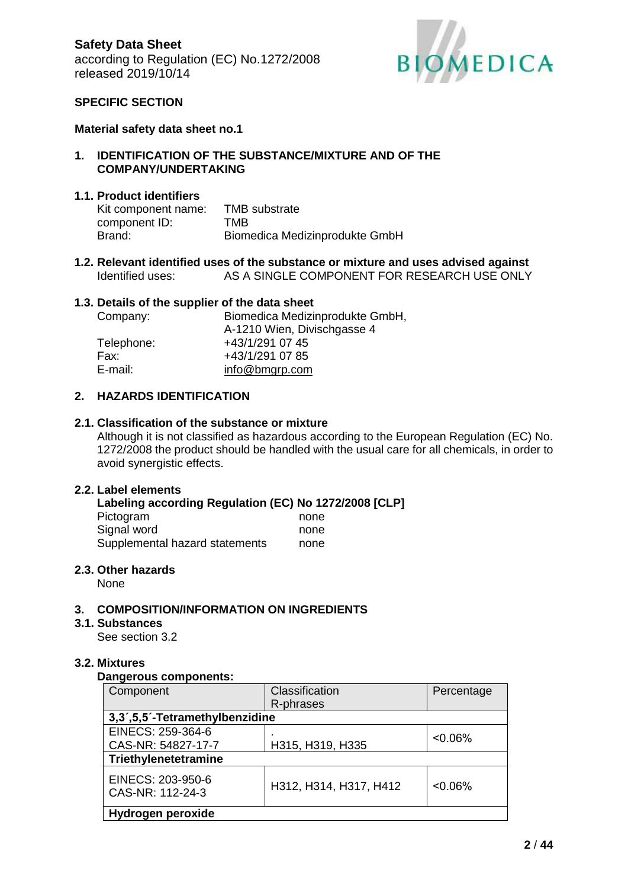**Safety Data Sheet**
according to Regulation (EC) No.1272/2008
released 2019/10/14

**SPECIFIC SECTION**

**Material safety data sheet no.1**

## 1. IDENTIFICATION OF THE SUBSTANCE/MIXTURE AND OF THE COMPANY/UNDERTAKING

### 1.1. Product identifiers

Kit component name: TMB substrate
component ID: TMB
Brand: Biomedica Medizinprodukte GmbH

### 1.2. Relevant identified uses of the substance or mixture and uses advised against

Identified uses: AS A SINGLE COMPONENT FOR RESEARCH USE ONLY

### 1.3. Details of the supplier of the data sheet

Company: Biomedica Medizinprodukte GmbH, A-1210 Wien, Divischgasse 4
Telephone: +43/1/291 07 45
Fax: +43/1/291 07 85
E-mail: info@bmgrp.com

## 2. HAZARDS IDENTIFICATION

### 2.1. Classification of the substance or mixture

Although it is not classified as hazardous according to the European Regulation (EC) No. 1272/2008 the product should be handled with the usual care for all chemicals, in order to avoid synergistic effects.

### 2.2. Label elements

**Labeling according Regulation (EC) No 1272/2008 [CLP]**

Pictogram none
Signal word none
Supplemental hazard statements none

### 2.3. Other hazards

None

## 3. COMPOSITION/INFORMATION ON INGREDIENTS

### 3.1. Substances

See section 3.2

### 3.2. Mixtures

**Dangerous components:**

| Component | Classification R-phrases | Percentage |
|---|---|---|
| **3,3´,5,5´-Tetramethylbenzidine** | | |
| EINECS: 259-364-6<br>CAS-NR: 54827-17-7 | .<br>H315, H319, H335 | <0.06% |
| **Triethylenetetramine** | | |
| EINECS: 203-950-6<br>CAS-NR: 112-24-3 | H312, H314, H317, H412 | <0.06% |
| **Hydrogen peroxide** | | |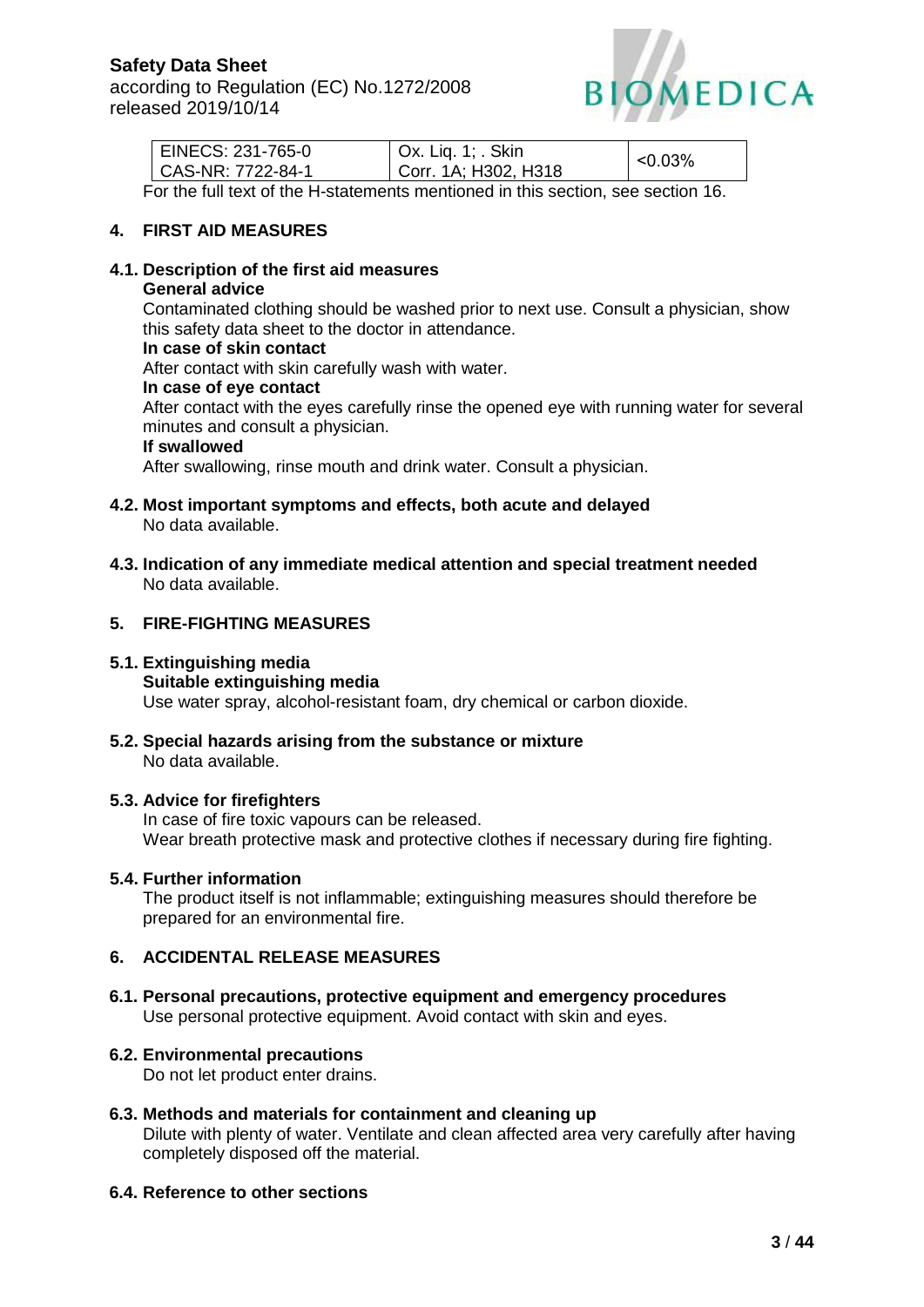| EINECS: 231-765-0<br>CAS-NR: 7722-84-1 | Ox. Liq. 1; . Skin<br>Corr. 1A; H302, H318 | <0.03% |
|---|---|---|

For the full text of the H-statements mentioned in this section, see section 16.

## 4. FIRST AID MEASURES

### 4.1. Description of the first aid measures

**General advice**

Contaminated clothing should be washed prior to next use. Consult a physician, show this safety data sheet to the doctor in attendance.

**In case of skin contact**

After contact with skin carefully wash with water.

**In case of eye contact**

After contact with the eyes carefully rinse the opened eye with running water for several minutes and consult a physician.

**If swallowed**

After swallowing, rinse mouth and drink water. Consult a physician.

### 4.2. Most important symptoms and effects, both acute and delayed

No data available.

### 4.3. Indication of any immediate medical attention and special treatment needed

No data available.

## 5. FIRE-FIGHTING MEASURES

### 5.1. Extinguishing media

**Suitable extinguishing media**

Use water spray, alcohol-resistant foam, dry chemical or carbon dioxide.

### 5.2. Special hazards arising from the substance or mixture

No data available.

### 5.3. Advice for firefighters

In case of fire toxic vapours can be released.
Wear breath protective mask and protective clothes if necessary during fire fighting.

### 5.4. Further information

The product itself is not inflammable; extinguishing measures should therefore be prepared for an environmental fire.

## 6. ACCIDENTAL RELEASE MEASURES

### 6.1. Personal precautions, protective equipment and emergency procedures

Use personal protective equipment. Avoid contact with skin and eyes.

### 6.2. Environmental precautions

Do not let product enter drains.

### 6.3. Methods and materials for containment and cleaning up

Dilute with plenty of water. Ventilate and clean affected area very carefully after having completely disposed off the material.

### 6.4. Reference to other sections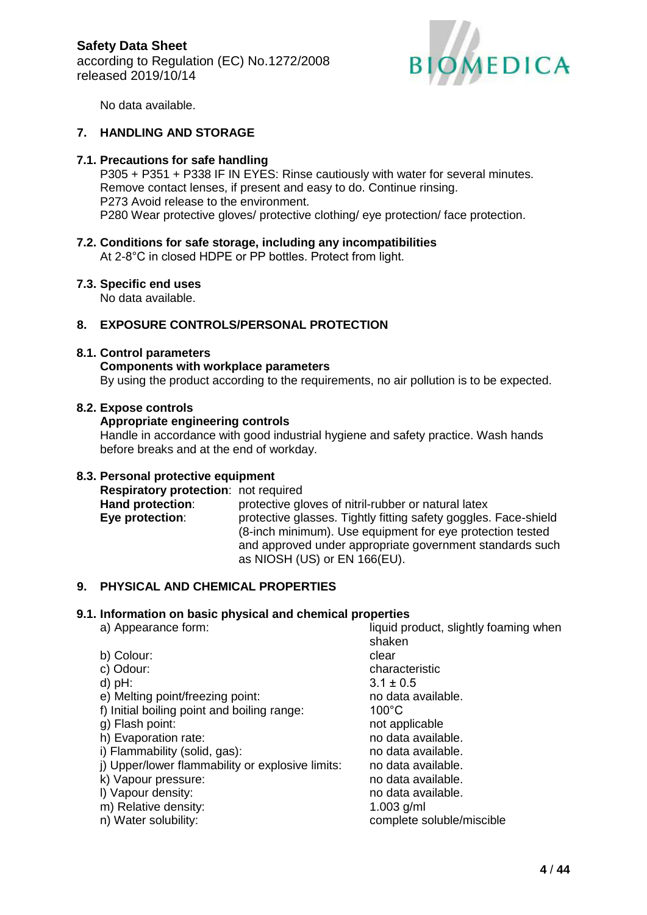No data available.

## 7. HANDLING AND STORAGE

### 7.1. Precautions for safe handling

P305 + P351 + P338 IF IN EYES: Rinse cautiously with water for several minutes. Remove contact lenses, if present and easy to do. Continue rinsing.
P273 Avoid release to the environment.
P280 Wear protective gloves/ protective clothing/ eye protection/ face protection.

### 7.2. Conditions for safe storage, including any incompatibilities

At 2-8°C in closed HDPE or PP bottles. Protect from light.

### 7.3. Specific end uses

No data available.

## 8. EXPOSURE CONTROLS/PERSONAL PROTECTION

### 8.1. Control parameters

**Components with workplace parameters**

By using the product according to the requirements, no air pollution is to be expected.

### 8.2. Expose controls

**Appropriate engineering controls**

Handle in accordance with good industrial hygiene and safety practice. Wash hands before breaks and at the end of workday.

### 8.3. Personal protective equipment

| | |
|---|---|
| **Respiratory protection**: | not required |
| **Hand protection**: | protective gloves of nitril-rubber or natural latex |
| **Eye protection**: | protective glasses. Tightly fitting safety goggles. Face-shield (8-inch minimum). Use equipment for eye protection tested and approved under appropriate government standards such as NIOSH (US) or EN 166(EU). |

## 9. PHYSICAL AND CHEMICAL PROPERTIES

### 9.1. Information on basic physical and chemical properties

| | |
|---|---|
| a) Appearance form: | liquid product, slightly foaming when shaken |
| b) Colour: | clear |
| c) Odour: | characteristic |
| d) pH: | 3.1 ± 0.5 |
| e) Melting point/freezing point: | no data available. |
| f) Initial boiling point and boiling range: | 100°C |
| g) Flash point: | not applicable |
| h) Evaporation rate: | no data available. |
| i) Flammability (solid, gas): | no data available. |
| j) Upper/lower flammability or explosive limits: | no data available. |
| k) Vapour pressure: | no data available. |
| l) Vapour density: | no data available. |
| m) Relative density: | 1.003 g/ml |
| n) Water solubility: | complete soluble/miscible |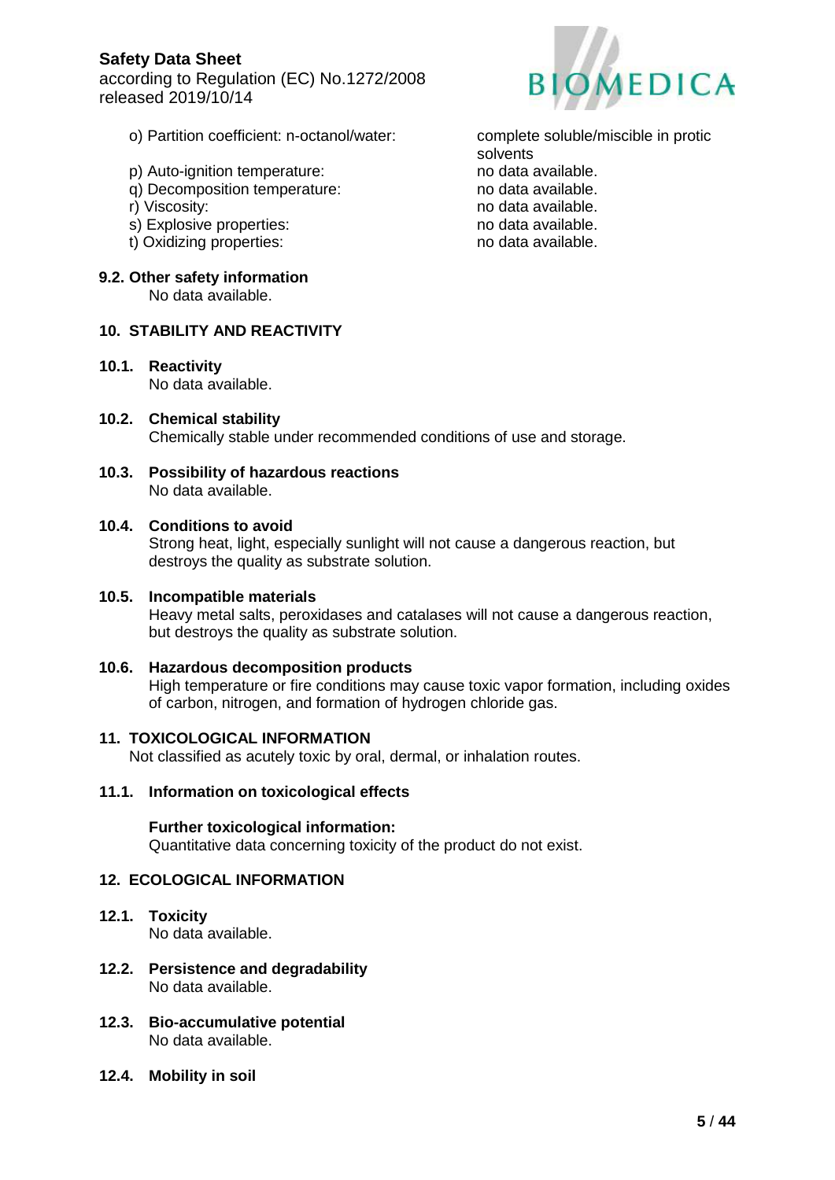o) Partition coefficient: n-octanol/water: complete soluble/miscible in protic solvents

p) Auto-ignition temperature: no data available.

q) Decomposition temperature: no data available.

r) Viscosity: no data available.

s) Explosive properties: no data available.

t) Oxidizing properties: no data available.

### 9.2. Other safety information

No data available.

## 10. STABILITY AND REACTIVITY

### 10.1. Reactivity

No data available.

### 10.2. Chemical stability

Chemically stable under recommended conditions of use and storage.

### 10.3. Possibility of hazardous reactions

No data available.

### 10.4. Conditions to avoid

Strong heat, light, especially sunlight will not cause a dangerous reaction, but destroys the quality as substrate solution.

### 10.5. Incompatible materials

Heavy metal salts, peroxidases and catalases will not cause a dangerous reaction, but destroys the quality as substrate solution.

### 10.6. Hazardous decomposition products

High temperature or fire conditions may cause toxic vapor formation, including oxides of carbon, nitrogen, and formation of hydrogen chloride gas.

## 11. TOXICOLOGICAL INFORMATION

Not classified as acutely toxic by oral, dermal, or inhalation routes.

### 11.1. Information on toxicological effects

**Further toxicological information:**

Quantitative data concerning toxicity of the product do not exist.

## 12. ECOLOGICAL INFORMATION

### 12.1. Toxicity

No data available.

### 12.2. Persistence and degradability

No data available.

### 12.3. Bio-accumulative potential

No data available.

### 12.4. Mobility in soil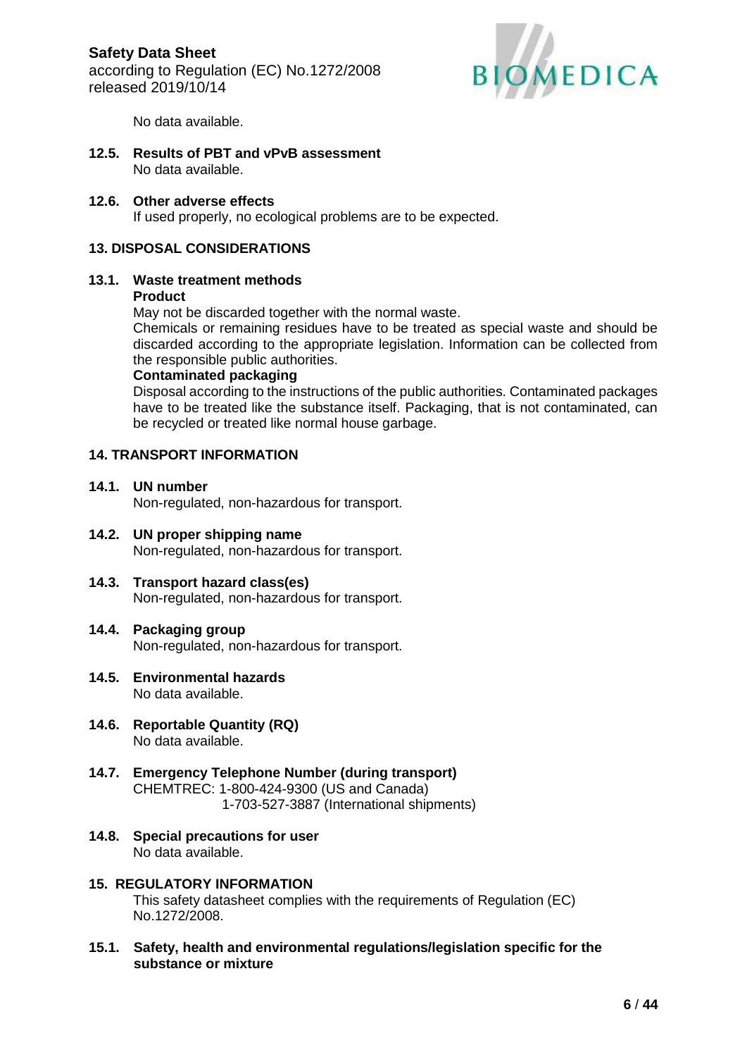No data available.

### 12.5. Results of PBT and vPvB assessment

No data available.

### 12.6. Other adverse effects

If used properly, no ecological problems are to be expected.

## 13. DISPOSAL CONSIDERATIONS

### 13.1. Waste treatment methods

**Product**

May not be discarded together with the normal waste.

Chemicals or remaining residues have to be treated as special waste and should be discarded according to the appropriate legislation. Information can be collected from the responsible public authorities.

**Contaminated packaging**

Disposal according to the instructions of the public authorities. Contaminated packages have to be treated like the substance itself. Packaging, that is not contaminated, can be recycled or treated like normal house garbage.

## 14. TRANSPORT INFORMATION

### 14.1. UN number

Non-regulated, non-hazardous for transport.

### 14.2. UN proper shipping name

Non-regulated, non-hazardous for transport.

### 14.3. Transport hazard class(es)

Non-regulated, non-hazardous for transport.

### 14.4. Packaging group

Non-regulated, non-hazardous for transport.

### 14.5. Environmental hazards

No data available.

### 14.6. Reportable Quantity (RQ)

No data available.

### 14.7. Emergency Telephone Number (during transport)

CHEMTREC: 1-800-424-9300 (US and Canada)
1-703-527-3887 (International shipments)

### 14.8. Special precautions for user

No data available.

## 15. REGULATORY INFORMATION

This safety datasheet complies with the requirements of Regulation (EC) No.1272/2008.

### 15.1. Safety, health and environmental regulations/legislation specific for the substance or mixture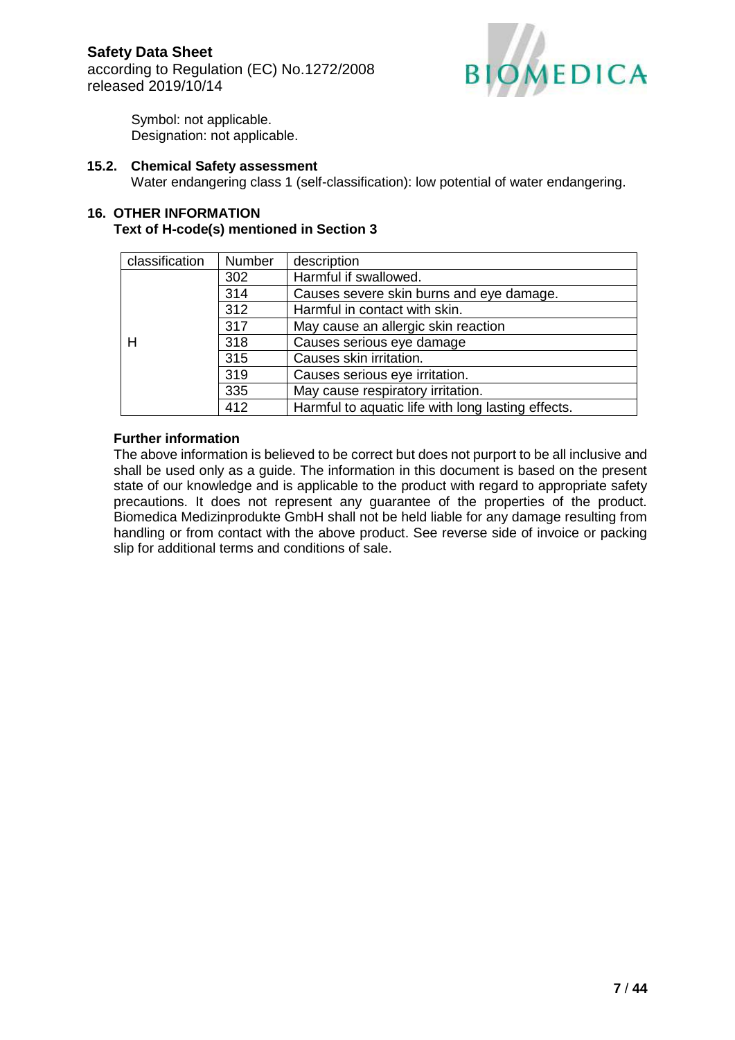Symbol: not applicable.
Designation: not applicable.

### 15.2. Chemical Safety assessment

Water endangering class 1 (self-classification): low potential of water endangering.

## 16. OTHER INFORMATION

**Text of H-code(s) mentioned in Section 3**

| classification | Number | description |
|---|---|---|
| H | 302 | Harmful if swallowed. |
| | 314 | Causes severe skin burns and eye damage. |
| | 312 | Harmful in contact with skin. |
| | 317 | May cause an allergic skin reaction |
| | 318 | Causes serious eye damage |
| | 315 | Causes skin irritation. |
| | 319 | Causes serious eye irritation. |
| | 335 | May cause respiratory irritation. |
| | 412 | Harmful to aquatic life with long lasting effects. |

**Further information**

The above information is believed to be correct but does not purport to be all inclusive and shall be used only as a guide. The information in this document is based on the present state of our knowledge and is applicable to the product with regard to appropriate safety precautions. It does not represent any guarantee of the properties of the product. Biomedica Medizinprodukte GmbH shall not be held liable for any damage resulting from handling or from contact with the above product. See reverse side of invoice or packing slip for additional terms and conditions of sale.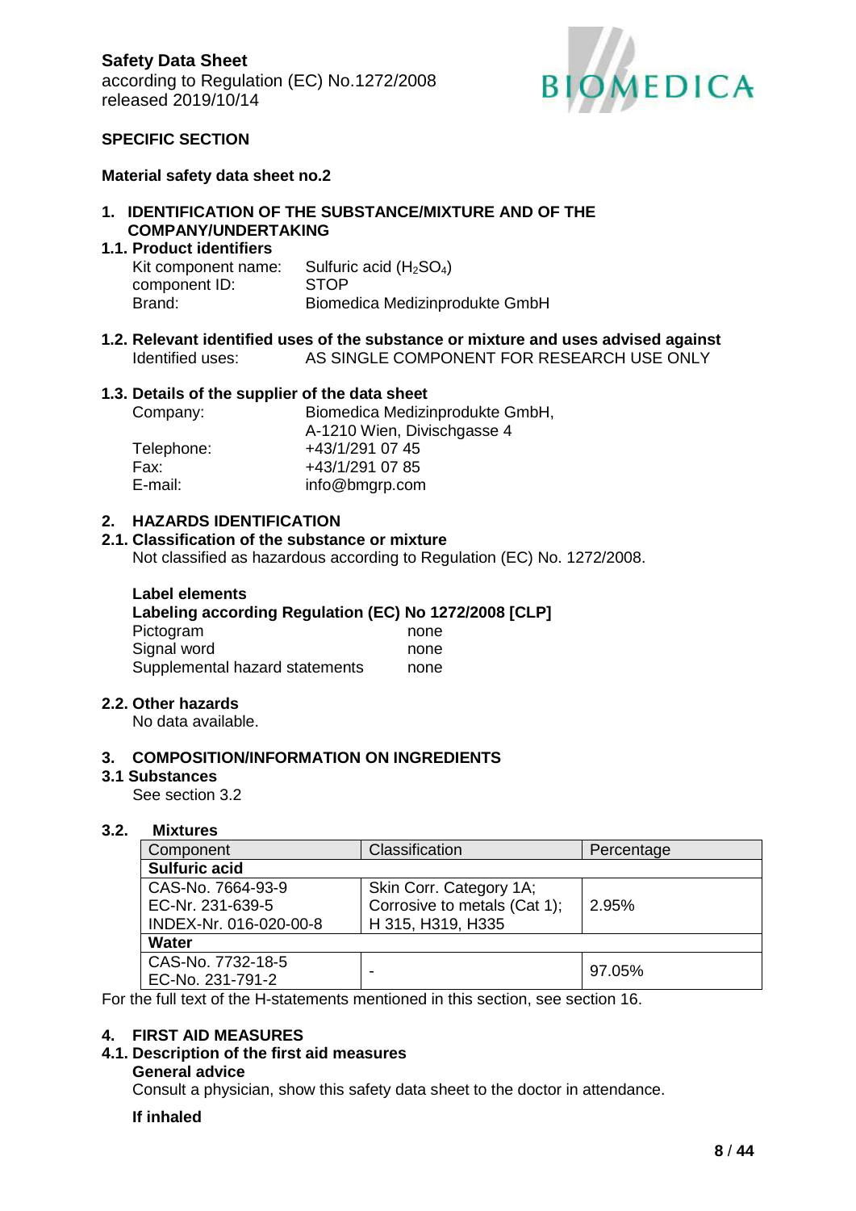**Safety Data Sheet**
according to Regulation (EC) No.1272/2008
released 2019/10/14

**SPECIFIC SECTION**

**Material safety data sheet no.2**

## 1. IDENTIFICATION OF THE SUBSTANCE/MIXTURE AND OF THE COMPANY/UNDERTAKING

### 1.1. Product identifiers

Kit component name: Sulfuric acid ($H_2SO_4$)
component ID: STOP
Brand: Biomedica Medizinprodukte GmbH

### 1.2. Relevant identified uses of the substance or mixture and uses advised against

Identified uses: AS SINGLE COMPONENT FOR RESEARCH USE ONLY

### 1.3. Details of the supplier of the data sheet

Company: Biomedica Medizinprodukte GmbH,
A-1210 Wien, Divischgasse 4
Telephone: +43/1/291 07 45
Fax: +43/1/291 07 85
E-mail: info@bmgrp.com

## 2. HAZARDS IDENTIFICATION

### 2.1. Classification of the substance or mixture

Not classified as hazardous according to Regulation (EC) No. 1272/2008.

**Label elements**

**Labeling according Regulation (EC) No 1272/2008 [CLP]**

Pictogram none
Signal word none
Supplemental hazard statements none

### 2.2. Other hazards

No data available.

## 3. COMPOSITION/INFORMATION ON INGREDIENTS

### 3.1 Substances

See section 3.2

### 3.2. Mixtures

| Component | Classification | Percentage |
|---|---|---|
| **Sulfuric acid** | | |
| CAS-No. 7664-93-9<br>EC-Nr. 231-639-5<br>INDEX-Nr. 016-020-00-8 | Skin Corr. Category 1A;<br>Corrosive to metals (Cat 1);<br>H 315, H319, H335 | 2.95% |
| **Water** | | |
| CAS-No. 7732-18-5<br>EC-No. 231-791-2 | - | 97.05% |

For the full text of the H-statements mentioned in this section, see section 16.

## 4. FIRST AID MEASURES

### 4.1. Description of the first aid measures

**General advice**

Consult a physician, show this safety data sheet to the doctor in attendance.

**If inhaled**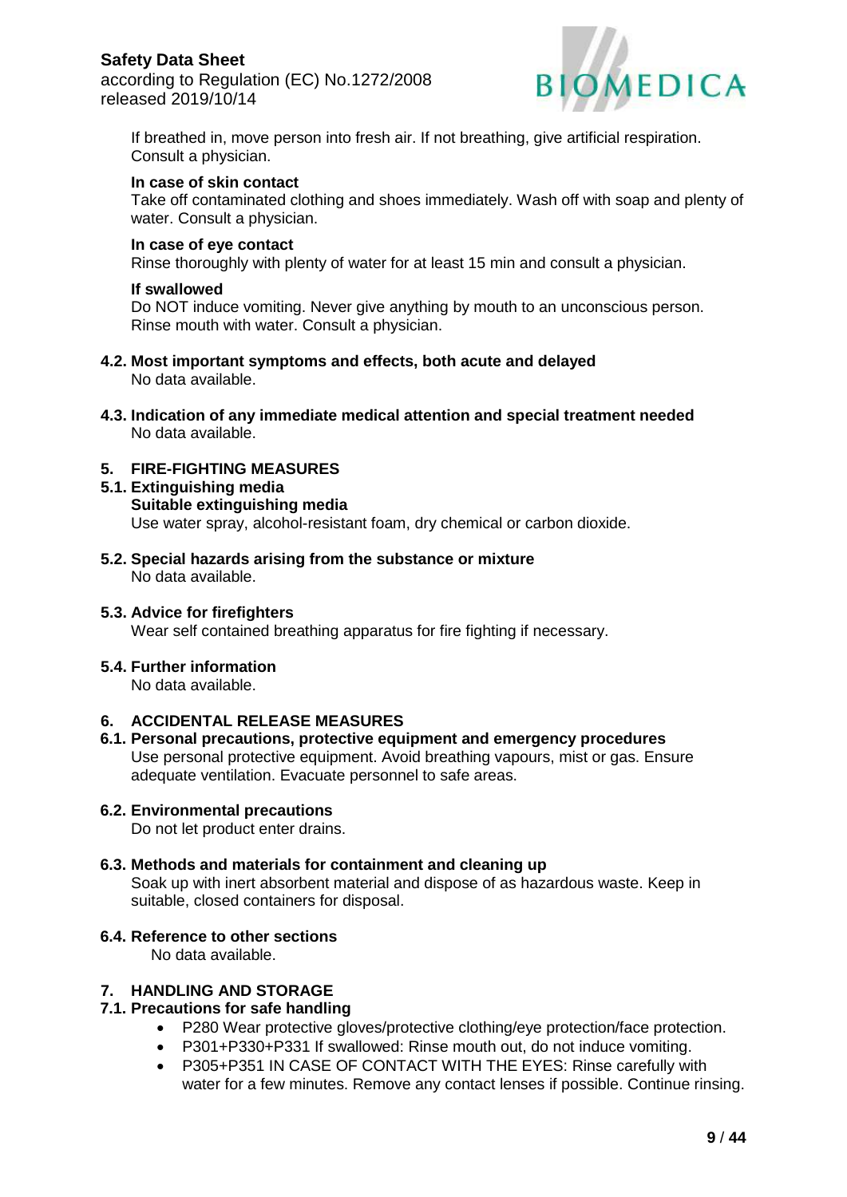If breathed in, move person into fresh air. If not breathing, give artificial respiration. Consult a physician.

**In case of skin contact**
Take off contaminated clothing and shoes immediately. Wash off with soap and plenty of water. Consult a physician.

**In case of eye contact**
Rinse thoroughly with plenty of water for at least 15 min and consult a physician.

**If swallowed**
Do NOT induce vomiting. Never give anything by mouth to an unconscious person. Rinse mouth with water. Consult a physician.

### 4.2. Most important symptoms and effects, both acute and delayed

No data available.

### 4.3. Indication of any immediate medical attention and special treatment needed

No data available.

## 5. FIRE-FIGHTING MEASURES

### 5.1. Extinguishing media

**Suitable extinguishing media**
Use water spray, alcohol-resistant foam, dry chemical or carbon dioxide.

### 5.2. Special hazards arising from the substance or mixture

No data available.

### 5.3. Advice for firefighters

Wear self contained breathing apparatus for fire fighting if necessary.

### 5.4. Further information

No data available.

## 6. ACCIDENTAL RELEASE MEASURES

### 6.1. Personal precautions, protective equipment and emergency procedures

Use personal protective equipment. Avoid breathing vapours, mist or gas. Ensure adequate ventilation. Evacuate personnel to safe areas.

### 6.2. Environmental precautions

Do not let product enter drains.

### 6.3. Methods and materials for containment and cleaning up

Soak up with inert absorbent material and dispose of as hazardous waste. Keep in suitable, closed containers for disposal.

### 6.4. Reference to other sections

No data available.

## 7. HANDLING AND STORAGE

### 7.1. Precautions for safe handling

- P280 Wear protective gloves/protective clothing/eye protection/face protection.
- P301+P330+P331 If swallowed: Rinse mouth out, do not induce vomiting.
- P305+P351 IN CASE OF CONTACT WITH THE EYES: Rinse carefully with water for a few minutes. Remove any contact lenses if possible. Continue rinsing.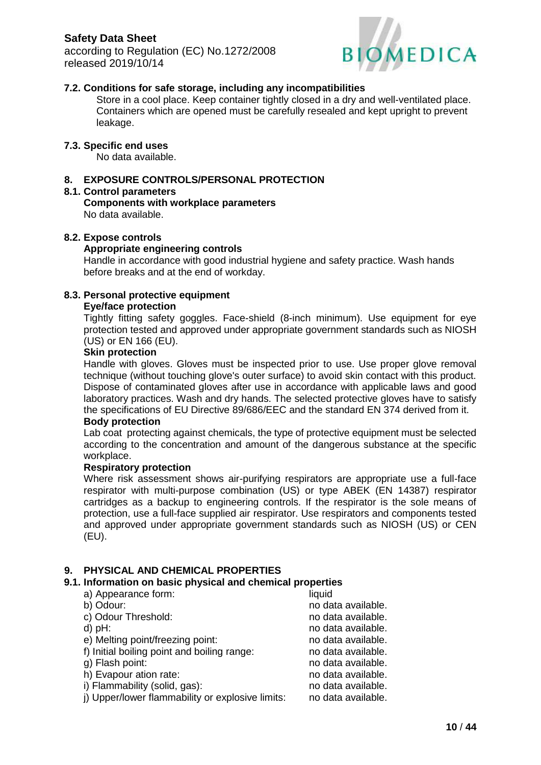### 7.2. Conditions for safe storage, including any incompatibilities

Store in a cool place. Keep container tightly closed in a dry and well-ventilated place. Containers which are opened must be carefully resealed and kept upright to prevent leakage.

### 7.3. Specific end uses

No data available.

## 8. EXPOSURE CONTROLS/PERSONAL PROTECTION

### 8.1. Control parameters

**Components with workplace parameters**

No data available.

### 8.2. Expose controls

**Appropriate engineering controls**

Handle in accordance with good industrial hygiene and safety practice. Wash hands before breaks and at the end of workday.

### 8.3. Personal protective equipment

**Eye/face protection**

Tightly fitting safety goggles. Face-shield (8-inch minimum). Use equipment for eye protection tested and approved under appropriate government standards such as NIOSH (US) or EN 166 (EU).

**Skin protection**

Handle with gloves. Gloves must be inspected prior to use. Use proper glove removal technique (without touching glove's outer surface) to avoid skin contact with this product. Dispose of contaminated gloves after use in accordance with applicable laws and good laboratory practices. Wash and dry hands. The selected protective gloves have to satisfy the specifications of EU Directive 89/686/EEC and the standard EN 374 derived from it.

**Body protection**

Lab coat protecting against chemicals, the type of protective equipment must be selected according to the concentration and amount of the dangerous substance at the specific workplace.

**Respiratory protection**

Where risk assessment shows air-purifying respirators are appropriate use a full-face respirator with multi-purpose combination (US) or type ABEK (EN 14387) respirator cartridges as a backup to engineering controls. If the respirator is the sole means of protection, use a full-face supplied air respirator. Use respirators and components tested and approved under appropriate government standards such as NIOSH (US) or CEN (EU).

## 9. PHYSICAL AND CHEMICAL PROPERTIES

### 9.1. Information on basic physical and chemical properties

| | |
|---|---|
| a) Appearance form: | liquid |
| b) Odour: | no data available. |
| c) Odour Threshold: | no data available. |
| d) pH: | no data available. |
| e) Melting point/freezing point: | no data available. |
| f) Initial boiling point and boiling range: | no data available. |
| g) Flash point: | no data available. |
| h) Evapour ation rate: | no data available. |
| i) Flammability (solid, gas): | no data available. |
| j) Upper/lower flammability or explosive limits: | no data available. |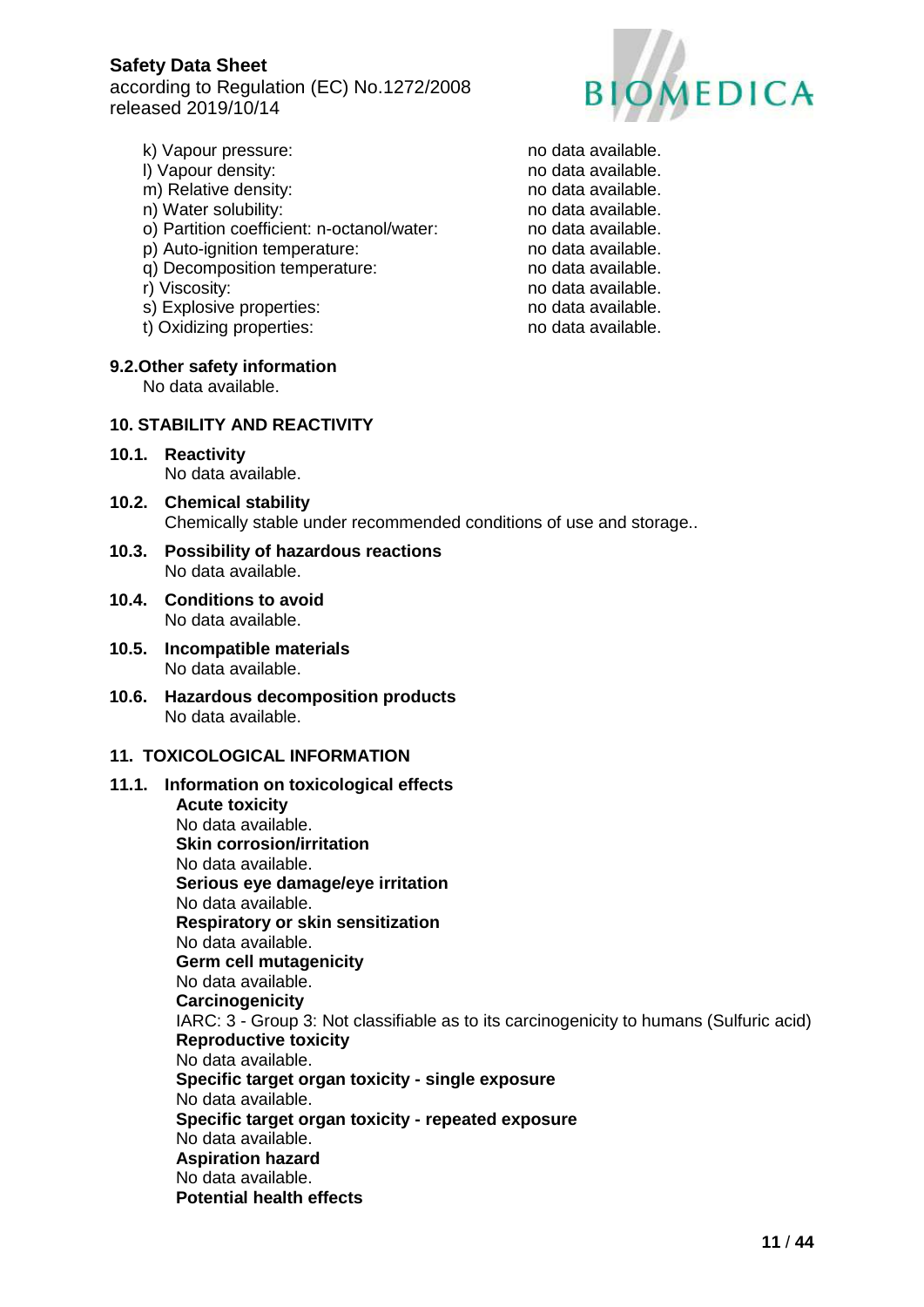| | |
|---|---|
| k) Vapour pressure: | no data available. |
| l) Vapour density: | no data available. |
| m) Relative density: | no data available. |
| n) Water solubility: | no data available. |
| o) Partition coefficient: n-octanol/water: | no data available. |
| p) Auto-ignition temperature: | no data available. |
| q) Decomposition temperature: | no data available. |
| r) Viscosity: | no data available. |
| s) Explosive properties: | no data available. |
| t) Oxidizing properties: | no data available. |

### 9.2.Other safety information

No data available.

## 10. STABILITY AND REACTIVITY

### 10.1. Reactivity

No data available.

### 10.2. Chemical stability

Chemically stable under recommended conditions of use and storage..

### 10.3. Possibility of hazardous reactions

No data available.

### 10.4. Conditions to avoid

No data available.

### 10.5. Incompatible materials

No data available.

### 10.6. Hazardous decomposition products

No data available.

## 11. TOXICOLOGICAL INFORMATION

### 11.1. Information on toxicological effects

**Acute toxicity**
No data available.

**Skin corrosion/irritation**
No data available.

**Serious eye damage/eye irritation**
No data available.

**Respiratory or skin sensitization**
No data available.

**Germ cell mutagenicity**
No data available.

**Carcinogenicity**
IARC: 3 - Group 3: Not classifiable as to its carcinogenicity to humans (Sulfuric acid)

**Reproductive toxicity**
No data available.

**Specific target organ toxicity - single exposure**
No data available.

**Specific target organ toxicity - repeated exposure**
No data available.

**Aspiration hazard**
No data available.

**Potential health effects**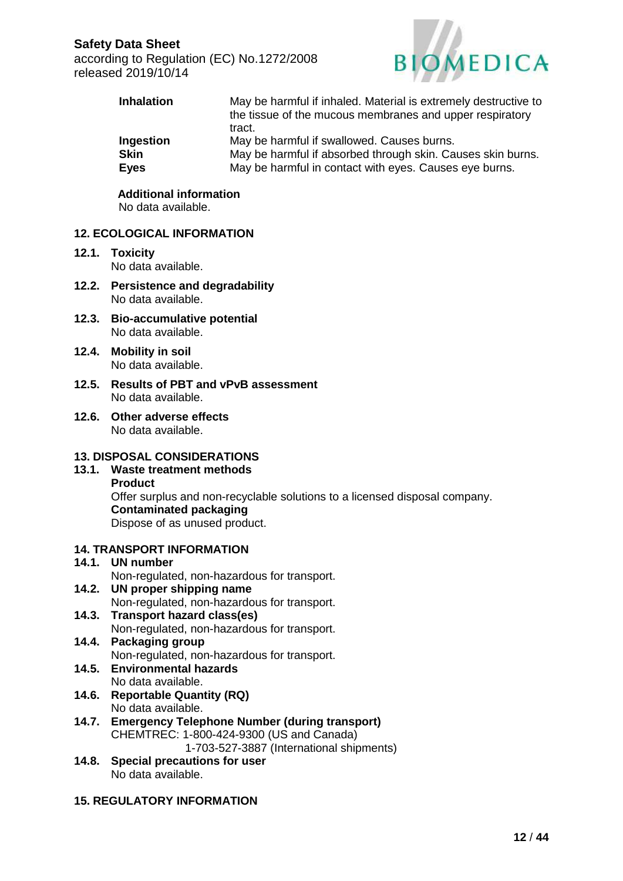| | |
|---|---|
| **Inhalation** | May be harmful if inhaled. Material is extremely destructive to the tissue of the mucous membranes and upper respiratory tract. |
| **Ingestion** | May be harmful if swallowed. Causes burns. |
| **Skin** | May be harmful if absorbed through skin. Causes skin burns. |
| **Eyes** | May be harmful in contact with eyes. Causes eye burns. |

**Additional information**
No data available.

## 12. ECOLOGICAL INFORMATION

**12.1. Toxicity**
No data available.

**12.2. Persistence and degradability**
No data available.

**12.3. Bio-accumulative potential**
No data available.

**12.4. Mobility in soil**
No data available.

**12.5. Results of PBT and vPvB assessment**
No data available.

**12.6. Other adverse effects**
No data available.

## 13. DISPOSAL CONSIDERATIONS

**13.1. Waste treatment methods**

**Product**
Offer surplus and non-recyclable solutions to a licensed disposal company.

**Contaminated packaging**
Dispose of as unused product.

## 14. TRANSPORT INFORMATION

**14.1. UN number**
Non-regulated, non-hazardous for transport.

**14.2. UN proper shipping name**
Non-regulated, non-hazardous for transport.

**14.3. Transport hazard class(es)**
Non-regulated, non-hazardous for transport.

**14.4. Packaging group**
Non-regulated, non-hazardous for transport.

**14.5. Environmental hazards**
No data available.

**14.6. Reportable Quantity (RQ)**
No data available.

**14.7. Emergency Telephone Number (during transport)**
CHEMTREC: 1-800-424-9300 (US and Canada)
1-703-527-3887 (International shipments)

**14.8. Special precautions for user**
No data available.

## 15. REGULATORY INFORMATION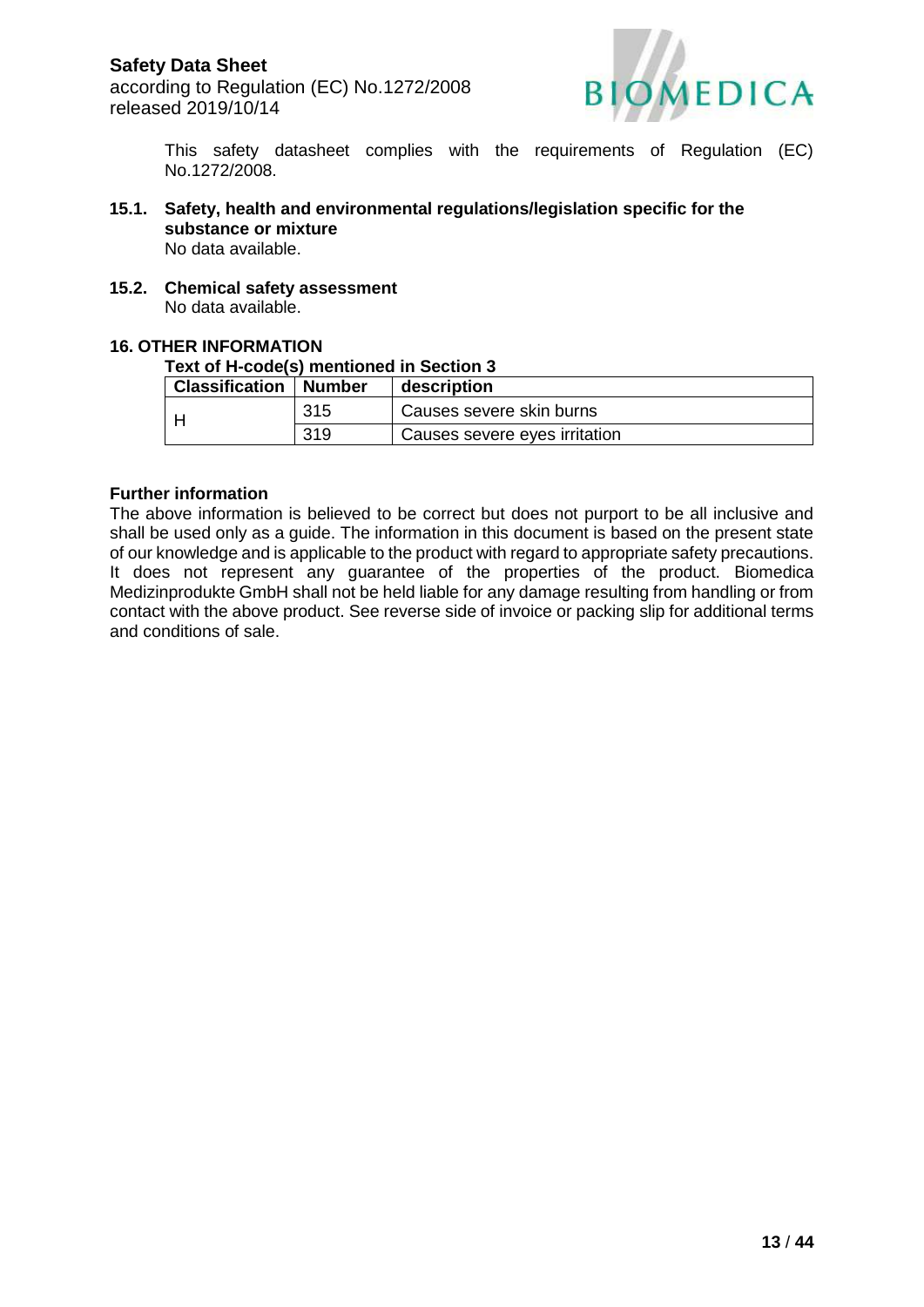This safety datasheet complies with the requirements of Regulation (EC) No.1272/2008.

### 15.1. Safety, health and environmental regulations/legislation specific for the substance or mixture

No data available.

### 15.2. Chemical safety assessment

No data available.

## 16. OTHER INFORMATION

**Text of H-code(s) mentioned in Section 3**

| Classification | Number | description |
|---|---|---|
| H | 315 | Causes severe skin burns |
| | 319 | Causes severe eyes irritation |

**Further information**

The above information is believed to be correct but does not purport to be all inclusive and shall be used only as a guide. The information in this document is based on the present state of our knowledge and is applicable to the product with regard to appropriate safety precautions. It does not represent any guarantee of the properties of the product. Biomedica Medizinprodukte GmbH shall not be held liable for any damage resulting from handling or from contact with the above product. See reverse side of invoice or packing slip for additional terms and conditions of sale.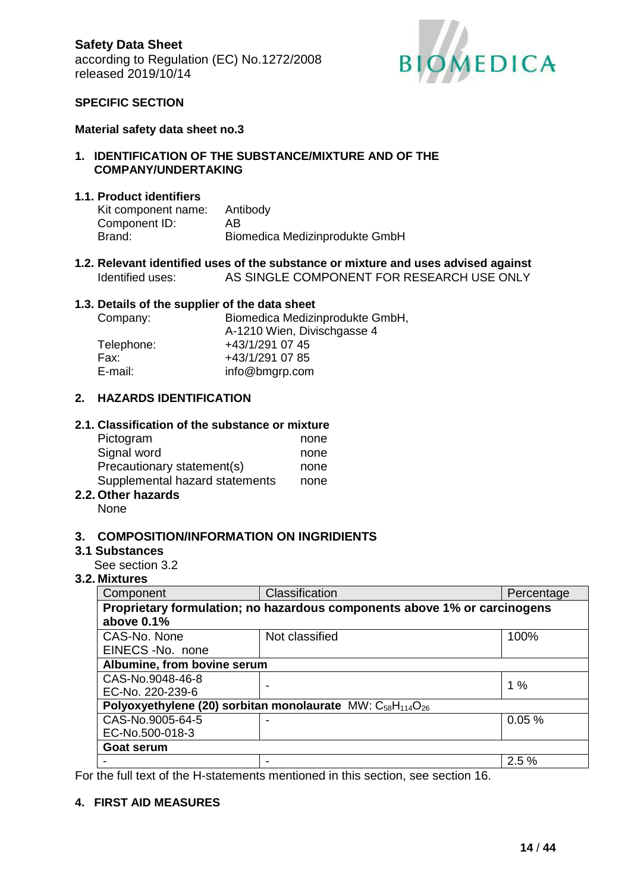**Safety Data Sheet**
according to Regulation (EC) No.1272/2008
released 2019/10/14

**SPECIFIC SECTION**

**Material safety data sheet no.3**

## 1. IDENTIFICATION OF THE SUBSTANCE/MIXTURE AND OF THE COMPANY/UNDERTAKING

### 1.1. Product identifiers

Kit component name: Antibody
Component ID: AB
Brand: Biomedica Medizinprodukte GmbH

### 1.2. Relevant identified uses of the substance or mixture and uses advised against

Identified uses: AS SINGLE COMPONENT FOR RESEARCH USE ONLY

### 1.3. Details of the supplier of the data sheet

Company: Biomedica Medizinprodukte GmbH, A-1210 Wien, Divischgasse 4
Telephone: +43/1/291 07 45
Fax: +43/1/291 07 85
E-mail: info@bmgrp.com

## 2. HAZARDS IDENTIFICATION

### 2.1. Classification of the substance or mixture

Pictogram none
Signal word none
Precautionary statement(s) none
Supplemental hazard statements none

### 2.2. Other hazards

None

## 3. COMPOSITION/INFORMATION ON INGRIDIENTS

### 3.1 Substances

See section 3.2

### 3.2. Mixtures

| Component | Classification | Percentage |
|---|---|---|
| **Proprietary formulation; no hazardous components above 1% or carcinogens above 0.1%** | | |
| CAS-No. None<br>EINECS -No. none | Not classified | 100% |
| **Albumine, from bovine serum** | | |
| CAS-No.9048-46-8<br>EC-No. 220-239-6 | - | 1 % |
| **Polyoxyethylene (20) sorbitan monolaurate** MW: $C_{58}H_{114}O_{26}$ | | |
| CAS-No.9005-64-5<br>EC-No.500-018-3 | - | 0.05 % |
| **Goat serum** | | |
| - | - | 2.5 % |

For the full text of the H-statements mentioned in this section, see section 16.

## 4. FIRST AID MEASURES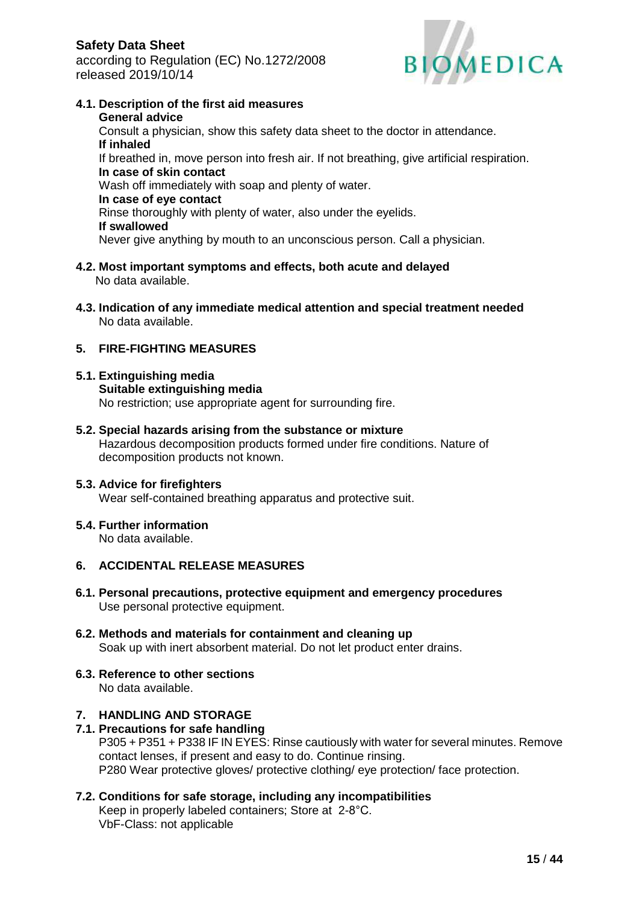### 4.1. Description of the first aid measures

**General advice**

Consult a physician, show this safety data sheet to the doctor in attendance.

**If inhaled**

If breathed in, move person into fresh air. If not breathing, give artificial respiration.

**In case of skin contact**

Wash off immediately with soap and plenty of water.

**In case of eye contact**

Rinse thoroughly with plenty of water, also under the eyelids.

**If swallowed**

Never give anything by mouth to an unconscious person. Call a physician.

### 4.2. Most important symptoms and effects, both acute and delayed

No data available.

### 4.3. Indication of any immediate medical attention and special treatment needed

No data available.

## 5. FIRE-FIGHTING MEASURES

### 5.1. Extinguishing media

**Suitable extinguishing media**

No restriction; use appropriate agent for surrounding fire.

### 5.2. Special hazards arising from the substance or mixture

Hazardous decomposition products formed under fire conditions. Nature of decomposition products not known.

### 5.3. Advice for firefighters

Wear self-contained breathing apparatus and protective suit.

### 5.4. Further information

No data available.

## 6. ACCIDENTAL RELEASE MEASURES

### 6.1. Personal precautions, protective equipment and emergency procedures

Use personal protective equipment.

### 6.2. Methods and materials for containment and cleaning up

Soak up with inert absorbent material. Do not let product enter drains.

### 6.3. Reference to other sections

No data available.

## 7. HANDLING AND STORAGE

### 7.1. Precautions for safe handling

P305 + P351 + P338 IF IN EYES: Rinse cautiously with water for several minutes. Remove contact lenses, if present and easy to do. Continue rinsing.

P280 Wear protective gloves/ protective clothing/ eye protection/ face protection.

### 7.2. Conditions for safe storage, including any incompatibilities

Keep in properly labeled containers; Store at 2-8°C.

VbF-Class: not applicable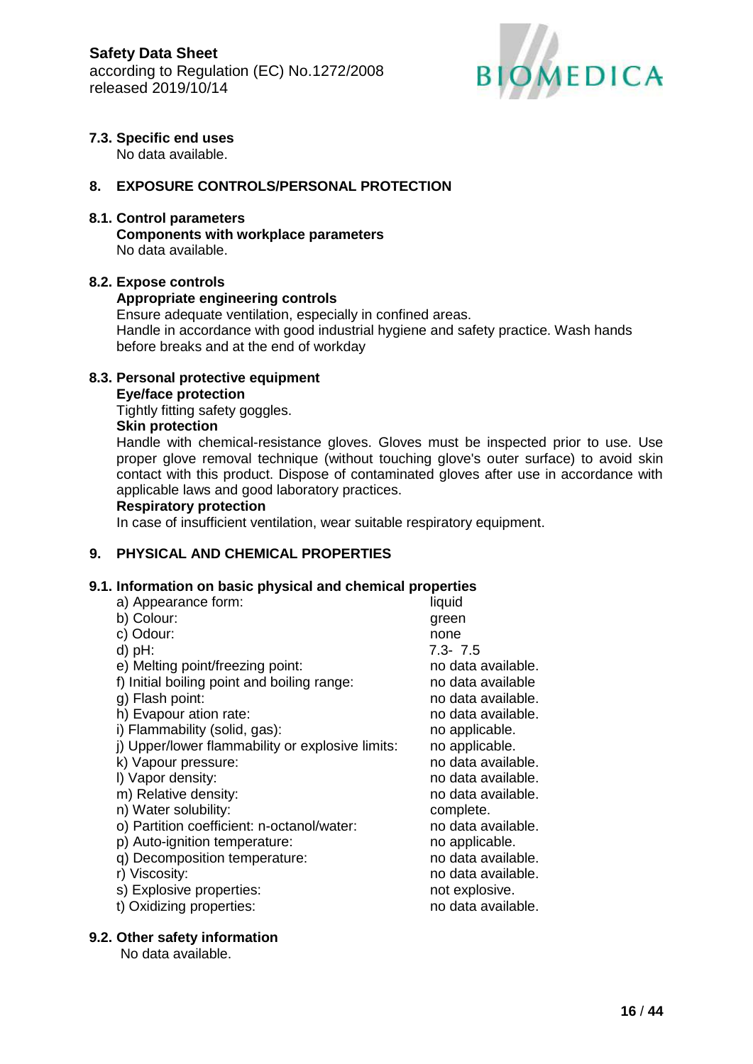### 7.3. Specific end uses

No data available.

## 8. EXPOSURE CONTROLS/PERSONAL PROTECTION

### 8.1. Control parameters

**Components with workplace parameters**

No data available.

### 8.2. Expose controls

**Appropriate engineering controls**

Ensure adequate ventilation, especially in confined areas.
Handle in accordance with good industrial hygiene and safety practice. Wash hands before breaks and at the end of workday

### 8.3. Personal protective equipment

**Eye/face protection**

Tightly fitting safety goggles.

**Skin protection**

Handle with chemical-resistance gloves. Gloves must be inspected prior to use. Use proper glove removal technique (without touching glove's outer surface) to avoid skin contact with this product. Dispose of contaminated gloves after use in accordance with applicable laws and good laboratory practices.

**Respiratory protection**

In case of insufficient ventilation, wear suitable respiratory equipment.

## 9. PHYSICAL AND CHEMICAL PROPERTIES

### 9.1. Information on basic physical and chemical properties

| | |
|---|---|
| a) Appearance form: | liquid |
| b) Colour: | green |
| c) Odour: | none |
| d) pH: | 7.3- 7.5 |
| e) Melting point/freezing point: | no data available. |
| f) Initial boiling point and boiling range: | no data available |
| g) Flash point: | no data available. |
| h) Evapour ation rate: | no data available. |
| i) Flammability (solid, gas): | no applicable. |
| j) Upper/lower flammability or explosive limits: | no applicable. |
| k) Vapour pressure: | no data available. |
| l) Vapor density: | no data available. |
| m) Relative density: | no data available. |
| n) Water solubility: | complete. |
| o) Partition coefficient: n-octanol/water: | no data available. |
| p) Auto-ignition temperature: | no applicable. |
| q) Decomposition temperature: | no data available. |
| r) Viscosity: | no data available. |
| s) Explosive properties: | not explosive. |
| t) Oxidizing properties: | no data available. |

### 9.2. Other safety information

No data available.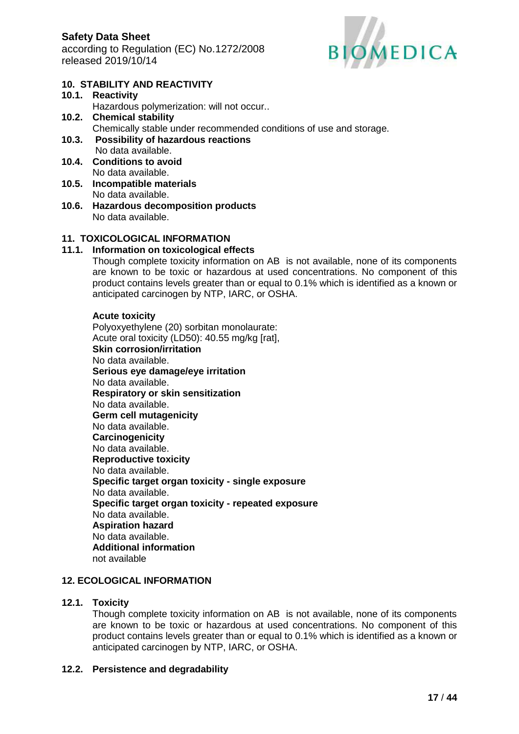## 10. STABILITY AND REACTIVITY

**10.1. Reactivity**

Hazardous polymerization: will not occur..

**10.2. Chemical stability**

Chemically stable under recommended conditions of use and storage.

**10.3. Possibility of hazardous reactions**

No data available.

**10.4. Conditions to avoid**

No data available.

**10.5. Incompatible materials**

No data available.

**10.6. Hazardous decomposition products**

No data available.

## 11. TOXICOLOGICAL INFORMATION

**11.1. Information on toxicological effects**

Though complete toxicity information on AB is not available, none of its components are known to be toxic or hazardous at used concentrations. No component of this product contains levels greater than or equal to 0.1% which is identified as a known or anticipated carcinogen by NTP, IARC, or OSHA.

**Acute toxicity**

Polyoxyethylene (20) sorbitan monolaurate:
Acute oral toxicity (LD50): 40.55 mg/kg [rat],

**Skin corrosion/irritation**

No data available.

**Serious eye damage/eye irritation**

No data available.

**Respiratory or skin sensitization**

No data available.

**Germ cell mutagenicity**

No data available.

**Carcinogenicity**

No data available.

**Reproductive toxicity**

No data available.

**Specific target organ toxicity - single exposure**

No data available.

**Specific target organ toxicity - repeated exposure**

No data available.

**Aspiration hazard**

No data available.

**Additional information**

not available

## 12. ECOLOGICAL INFORMATION

**12.1. Toxicity**

Though complete toxicity information on AB is not available, none of its components are known to be toxic or hazardous at used concentrations. No component of this product contains levels greater than or equal to 0.1% which is identified as a known or anticipated carcinogen by NTP, IARC, or OSHA.

**12.2. Persistence and degradability**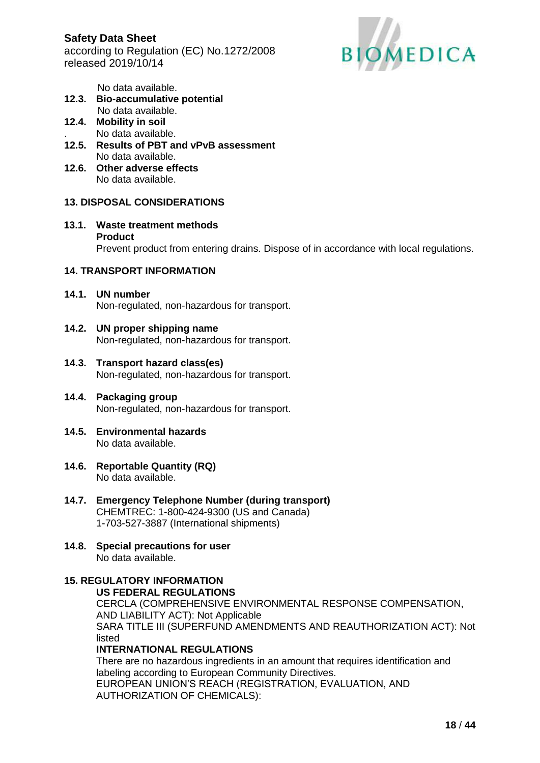No data available.

**12.3. Bio-accumulative potential**
No data available.

**12.4. Mobility in soil**
. No data available.

**12.5. Results of PBT and vPvB assessment**
No data available.

**12.6. Other adverse effects**
No data available.

## 13. DISPOSAL CONSIDERATIONS

**13.1. Waste treatment methods**

**Product**

Prevent product from entering drains. Dispose of in accordance with local regulations.

## 14. TRANSPORT INFORMATION

**14.1. UN number**
Non-regulated, non-hazardous for transport.

**14.2. UN proper shipping name**
Non-regulated, non-hazardous for transport.

**14.3. Transport hazard class(es)**
Non-regulated, non-hazardous for transport.

**14.4. Packaging group**
Non-regulated, non-hazardous for transport.

**14.5. Environmental hazards**
No data available.

**14.6. Reportable Quantity (RQ)**
No data available.

**14.7. Emergency Telephone Number (during transport)**
CHEMTREC: 1-800-424-9300 (US and Canada)
1-703-527-3887 (International shipments)

**14.8. Special precautions for user**
No data available.

## 15. REGULATORY INFORMATION

**US FEDERAL REGULATIONS**

CERCLA (COMPREHENSIVE ENVIRONMENTAL RESPONSE COMPENSATION, AND LIABILITY ACT): Not Applicable
SARA TITLE III (SUPERFUND AMENDMENTS AND REAUTHORIZATION ACT): Not listed

**INTERNATIONAL REGULATIONS**

There are no hazardous ingredients in an amount that requires identification and labeling according to European Community Directives.
EUROPEAN UNION'S REACH (REGISTRATION, EVALUATION, AND AUTHORIZATION OF CHEMICALS):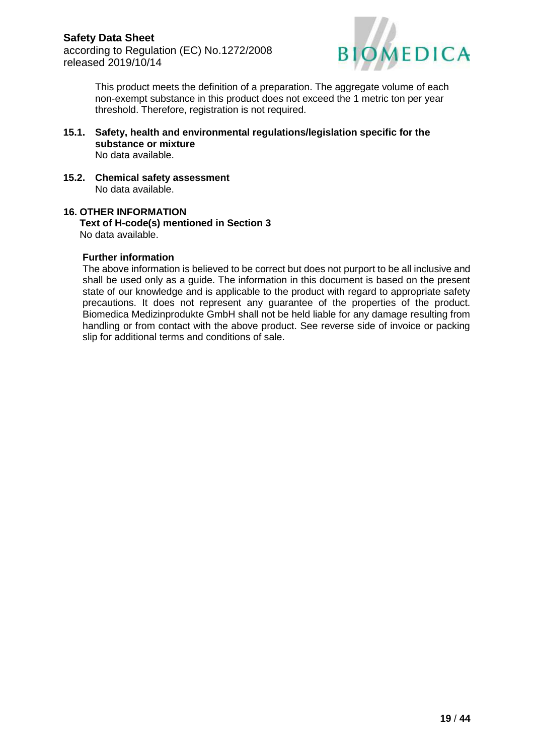This product meets the definition of a preparation. The aggregate volume of each non-exempt substance in this product does not exceed the 1 metric ton per year threshold. Therefore, registration is not required.

### 15.1. Safety, health and environmental regulations/legislation specific for the substance or mixture

No data available.

### 15.2. Chemical safety assessment

No data available.

## 16. OTHER INFORMATION

**Text of H-code(s) mentioned in Section 3**

No data available.

**Further information**

The above information is believed to be correct but does not purport to be all inclusive and shall be used only as a guide. The information in this document is based on the present state of our knowledge and is applicable to the product with regard to appropriate safety precautions. It does not represent any guarantee of the properties of the product. Biomedica Medizinprodukte GmbH shall not be held liable for any damage resulting from handling or from contact with the above product. See reverse side of invoice or packing slip for additional terms and conditions of sale.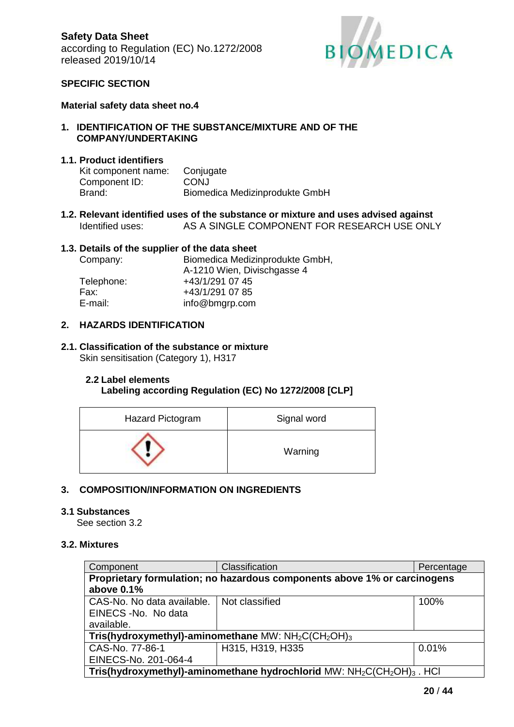**Safety Data Sheet**
according to Regulation (EC) No.1272/2008
released 2019/10/14

**SPECIFIC SECTION**

**Material safety data sheet no.4**

## 1. IDENTIFICATION OF THE SUBSTANCE/MIXTURE AND OF THE COMPANY/UNDERTAKING

### 1.1. Product identifiers

Kit component name: Conjugate
Component ID: CONJ
Brand: Biomedica Medizinprodukte GmbH

### 1.2. Relevant identified uses of the substance or mixture and uses advised against

Identified uses: AS A SINGLE COMPONENT FOR RESEARCH USE ONLY

### 1.3. Details of the supplier of the data sheet

Company: Biomedica Medizinprodukte GmbH, A-1210 Wien, Divischgasse 4
Telephone: +43/1/291 07 45
Fax: +43/1/291 07 85
E-mail: info@bmgrp.com

## 2. HAZARDS IDENTIFICATION

### 2.1. Classification of the substance or mixture

Skin sensitisation (Category 1), H317

### 2.2 Label elements

**Labeling according Regulation (EC) No 1272/2008 [CLP]**

| Hazard Pictogram | Signal word |
|---|---|
| | Warning |

## 3. COMPOSITION/INFORMATION ON INGREDIENTS

### 3.1 Substances

See section 3.2

### 3.2. Mixtures

| Component | Classification | Percentage |
|---|---|---|
| **Proprietary formulation; no hazardous components above 1% or carcinogens above 0.1%** | | |
| CAS-No. No data available. EINECS -No. No data available. | Not classified | 100% |
| **Tris(hydroxymethyl)-aminomethane** MW: $NH_2C(CH_2OH)_3$ | | |
| CAS-No. 77-86-1 EINECS-No. 201-064-4 | H315, H319, H335 | 0.01% |
| **Tris(hydroxymethyl)-aminomethane hydrochlorid** MW: $NH_2C(CH_2OH)_3$ . HCl | | |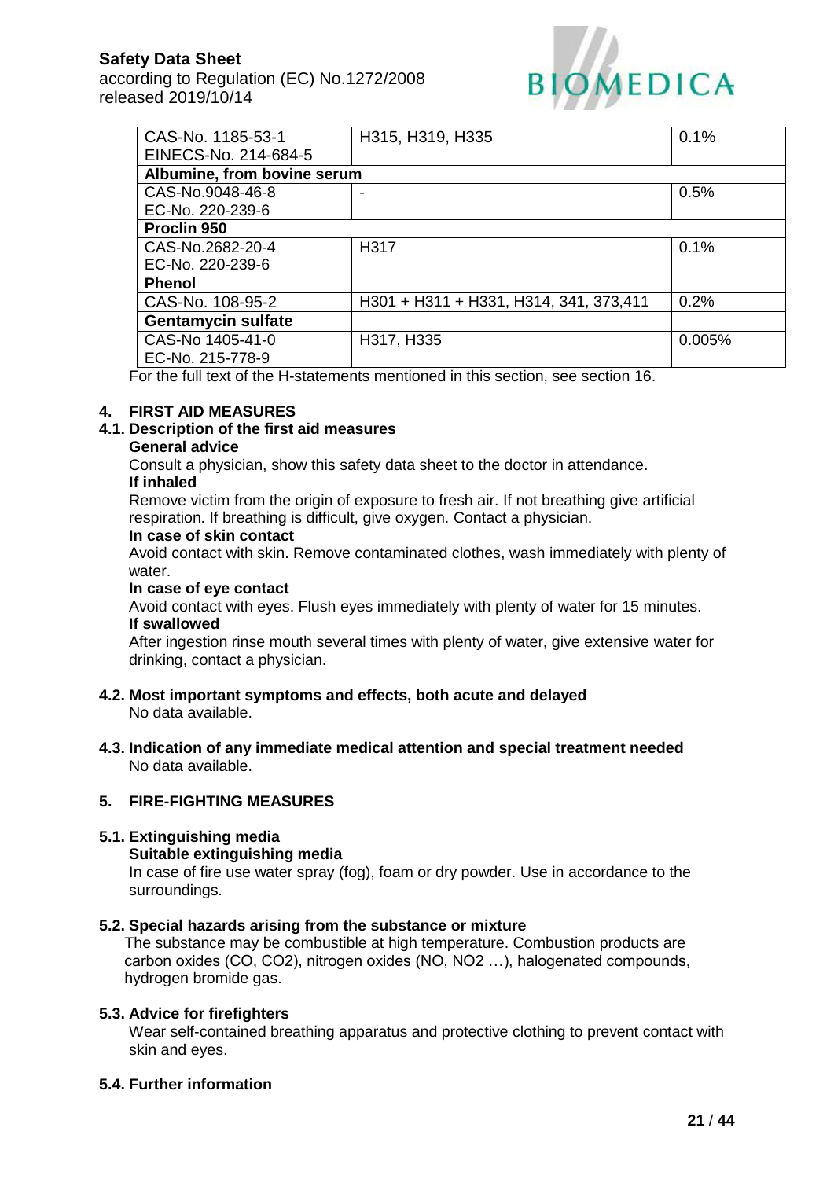| CAS-No. 1185-53-1<br>EINECS-No. 214-684-5 | H315, H319, H335 | 0.1% |
|---|---|---|
| **Albumine, from bovine serum** | | |
| CAS-No.9048-46-8<br>EC-No. 220-239-6 | - | 0.5% |
| **Proclin 950** | | |
| CAS-No.2682-20-4<br>EC-No. 220-239-6 | H317 | 0.1% |
| **Phenol** | | |
| CAS-No. 108-95-2 | H301 + H311 + H331, H314, 341, 373,411 | 0.2% |
| **Gentamycin sulfate** | | |
| CAS-No 1405-41-0<br>EC-No. 215-778-9 | H317, H335 | 0.005% |

For the full text of the H-statements mentioned in this section, see section 16.

## 4. FIRST AID MEASURES

### 4.1. Description of the first aid measures

**General advice**

Consult a physician, show this safety data sheet to the doctor in attendance.

**If inhaled**

Remove victim from the origin of exposure to fresh air. If not breathing give artificial respiration. If breathing is difficult, give oxygen. Contact a physician.

**In case of skin contact**

Avoid contact with skin. Remove contaminated clothes, wash immediately with plenty of water.

**In case of eye contact**

Avoid contact with eyes. Flush eyes immediately with plenty of water for 15 minutes.

**If swallowed**

After ingestion rinse mouth several times with plenty of water, give extensive water for drinking, contact a physician.

### 4.2. Most important symptoms and effects, both acute and delayed

No data available.

### 4.3. Indication of any immediate medical attention and special treatment needed

No data available.

## 5. FIRE-FIGHTING MEASURES

### 5.1. Extinguishing media

**Suitable extinguishing media**

In case of fire use water spray (fog), foam or dry powder. Use in accordance to the surroundings.

### 5.2. Special hazards arising from the substance or mixture

The substance may be combustible at high temperature. Combustion products are carbon oxides (CO, $CO_2$), nitrogen oxides (NO, $NO_2$ …), halogenated compounds, hydrogen bromide gas.

### 5.3. Advice for firefighters

Wear self-contained breathing apparatus and protective clothing to prevent contact with skin and eyes.

### 5.4. Further information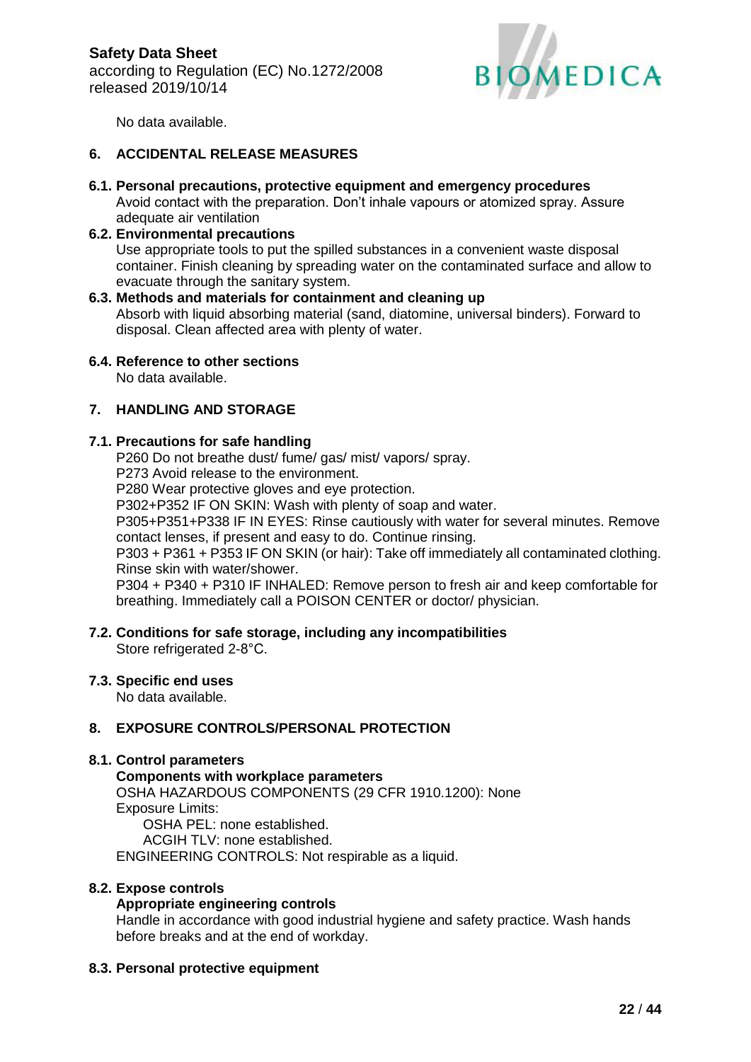No data available.

## 6. ACCIDENTAL RELEASE MEASURES

### 6.1. Personal precautions, protective equipment and emergency procedures

Avoid contact with the preparation. Don't inhale vapours or atomized spray. Assure adequate air ventilation

### 6.2. Environmental precautions

Use appropriate tools to put the spilled substances in a convenient waste disposal container. Finish cleaning by spreading water on the contaminated surface and allow to evacuate through the sanitary system.

### 6.3. Methods and materials for containment and cleaning up

Absorb with liquid absorbing material (sand, diatomine, universal binders). Forward to disposal. Clean affected area with plenty of water.

### 6.4. Reference to other sections

No data available.

## 7. HANDLING AND STORAGE

### 7.1. Precautions for safe handling

P260 Do not breathe dust/ fume/ gas/ mist/ vapors/ spray.
P273 Avoid release to the environment.
P280 Wear protective gloves and eye protection.
P302+P352 IF ON SKIN: Wash with plenty of soap and water.
P305+P351+P338 IF IN EYES: Rinse cautiously with water for several minutes. Remove contact lenses, if present and easy to do. Continue rinsing.
P303 + P361 + P353 IF ON SKIN (or hair): Take off immediately all contaminated clothing. Rinse skin with water/shower.
P304 + P340 + P310 IF INHALED: Remove person to fresh air and keep comfortable for breathing. Immediately call a POISON CENTER or doctor/ physician.

### 7.2. Conditions for safe storage, including any incompatibilities

Store refrigerated 2-8°C.

### 7.3. Specific end uses

No data available.

## 8. EXPOSURE CONTROLS/PERSONAL PROTECTION

### 8.1. Control parameters

**Components with workplace parameters**

OSHA HAZARDOUS COMPONENTS (29 CFR 1910.1200): None
Exposure Limits:
OSHA PEL: none established.
ACGIH TLV: none established.
ENGINEERING CONTROLS: Not respirable as a liquid.

### 8.2. Expose controls

**Appropriate engineering controls**

Handle in accordance with good industrial hygiene and safety practice. Wash hands before breaks and at the end of workday.

### 8.3. Personal protective equipment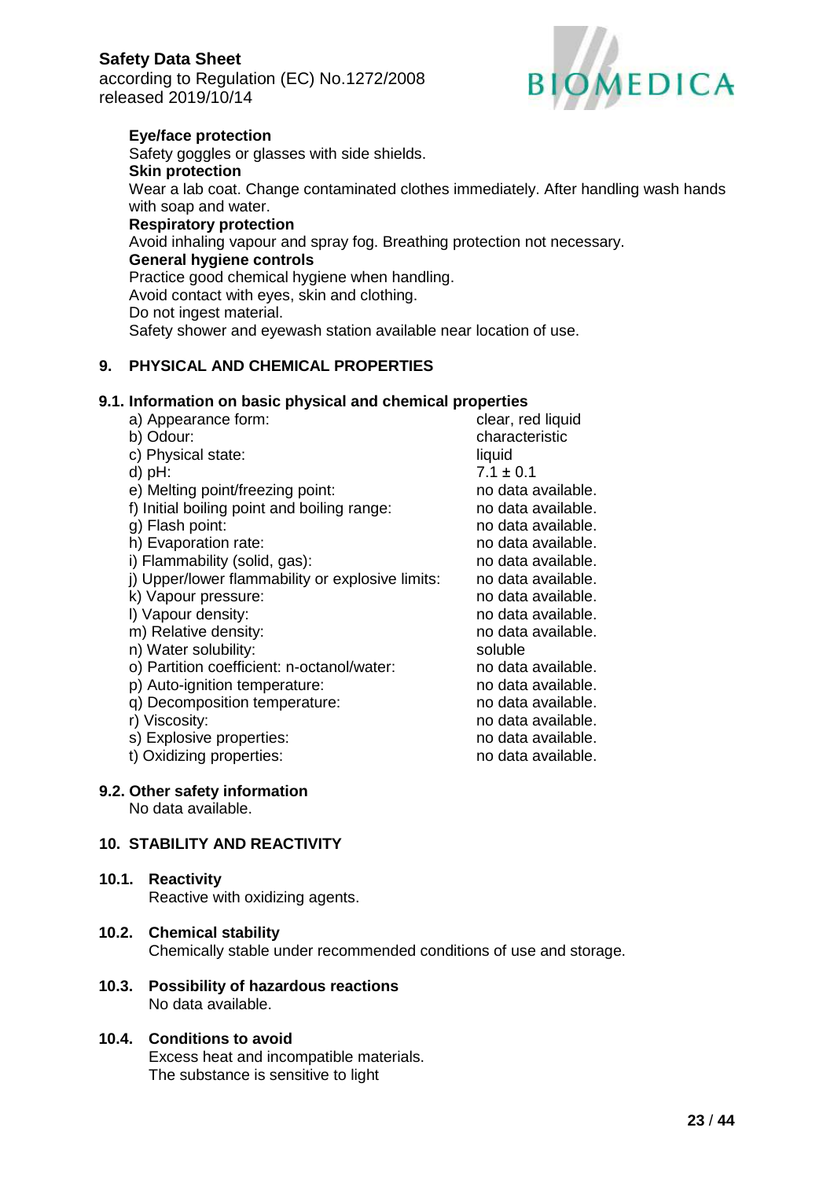**Eye/face protection**

Safety goggles or glasses with side shields.

**Skin protection**

Wear a lab coat. Change contaminated clothes immediately. After handling wash hands with soap and water.

**Respiratory protection**

Avoid inhaling vapour and spray fog. Breathing protection not necessary.

**General hygiene controls**

Practice good chemical hygiene when handling.
Avoid contact with eyes, skin and clothing.
Do not ingest material.
Safety shower and eyewash station available near location of use.

## 9. PHYSICAL AND CHEMICAL PROPERTIES

### 9.1. Information on basic physical and chemical properties

| | |
|---|---|
| a) Appearance form: | clear, red liquid |
| b) Odour: | characteristic |
| c) Physical state: | liquid |
| d) pH: | $7.1 \pm 0.1$ |
| e) Melting point/freezing point: | no data available. |
| f) Initial boiling point and boiling range: | no data available. |
| g) Flash point: | no data available. |
| h) Evaporation rate: | no data available. |
| i) Flammability (solid, gas): | no data available. |
| j) Upper/lower flammability or explosive limits: | no data available. |
| k) Vapour pressure: | no data available. |
| l) Vapour density: | no data available. |
| m) Relative density: | no data available. |
| n) Water solubility: | soluble |
| o) Partition coefficient: n-octanol/water: | no data available. |
| p) Auto-ignition temperature: | no data available. |
| q) Decomposition temperature: | no data available. |
| r) Viscosity: | no data available. |
| s) Explosive properties: | no data available. |
| t) Oxidizing properties: | no data available. |

### 9.2. Other safety information

No data available.

## 10. STABILITY AND REACTIVITY

### 10.1. Reactivity

Reactive with oxidizing agents.

### 10.2. Chemical stability

Chemically stable under recommended conditions of use and storage.

### 10.3. Possibility of hazardous reactions

No data available.

### 10.4. Conditions to avoid

Excess heat and incompatible materials.
The substance is sensitive to light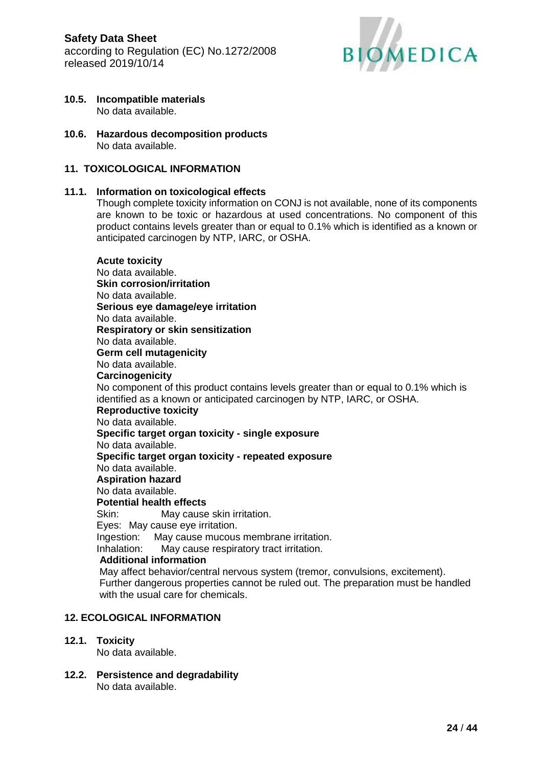**10.5. Incompatible materials**
No data available.

**10.6. Hazardous decomposition products**
No data available.

## 11. TOXICOLOGICAL INFORMATION

### 11.1. Information on toxicological effects

Though complete toxicity information on CONJ is not available, none of its components are known to be toxic or hazardous at used concentrations. No component of this product contains levels greater than or equal to 0.1% which is identified as a known or anticipated carcinogen by NTP, IARC, or OSHA.

**Acute toxicity**
No data available.
**Skin corrosion/irritation**
No data available.
**Serious eye damage/eye irritation**
No data available.
**Respiratory or skin sensitization**
No data available.
**Germ cell mutagenicity**
No data available.
**Carcinogenicity**
No component of this product contains levels greater than or equal to 0.1% which is identified as a known or anticipated carcinogen by NTP, IARC, or OSHA.
**Reproductive toxicity**
No data available.
**Specific target organ toxicity - single exposure**
No data available.
**Specific target organ toxicity - repeated exposure**
No data available.
**Aspiration hazard**
No data available.
**Potential health effects**
Skin: May cause skin irritation.
Eyes: May cause eye irritation.
Ingestion: May cause mucous membrane irritation.
Inhalation: May cause respiratory tract irritation.
**Additional information**
May affect behavior/central nervous system (tremor, convulsions, excitement).
Further dangerous properties cannot be ruled out. The preparation must be handled with the usual care for chemicals.

## 12. ECOLOGICAL INFORMATION

**12.1. Toxicity**
No data available.

**12.2. Persistence and degradability**
No data available.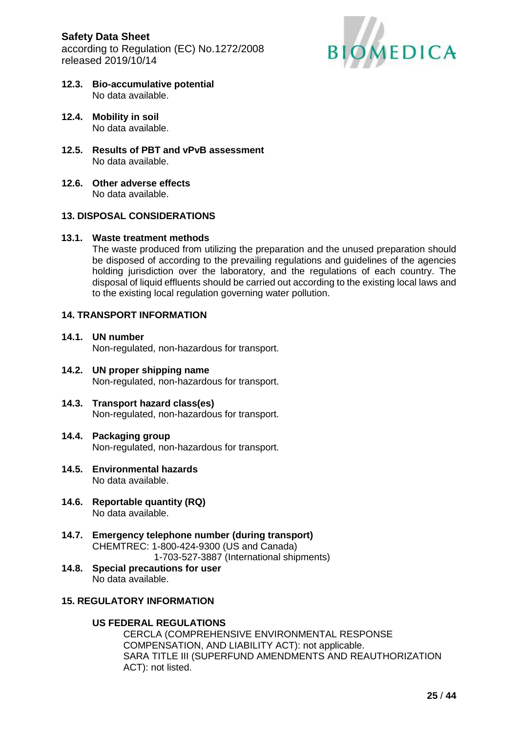### 12.3. Bio-accumulative potential

No data available.

### 12.4. Mobility in soil

No data available.

### 12.5. Results of PBT and vPvB assessment

No data available.

### 12.6. Other adverse effects

No data available.

## 13. DISPOSAL CONSIDERATIONS

### 13.1. Waste treatment methods

The waste produced from utilizing the preparation and the unused preparation should be disposed of according to the prevailing regulations and guidelines of the agencies holding jurisdiction over the laboratory, and the regulations of each country. The disposal of liquid effluents should be carried out according to the existing local laws and to the existing local regulation governing water pollution.

## 14. TRANSPORT INFORMATION

### 14.1. UN number

Non-regulated, non-hazardous for transport.

### 14.2. UN proper shipping name

Non-regulated, non-hazardous for transport.

### 14.3. Transport hazard class(es)

Non-regulated, non-hazardous for transport.

### 14.4. Packaging group

Non-regulated, non-hazardous for transport.

### 14.5. Environmental hazards

No data available.

### 14.6. Reportable quantity (RQ)

No data available.

### 14.7. Emergency telephone number (during transport)

CHEMTREC: 1-800-424-9300 (US and Canada)
1-703-527-3887 (International shipments)

### 14.8. Special precautions for user

No data available.

## 15. REGULATORY INFORMATION

**US FEDERAL REGULATIONS**

CERCLA (COMPREHENSIVE ENVIRONMENTAL RESPONSE COMPENSATION, AND LIABILITY ACT): not applicable.
SARA TITLE III (SUPERFUND AMENDMENTS AND REAUTHORIZATION ACT): not listed.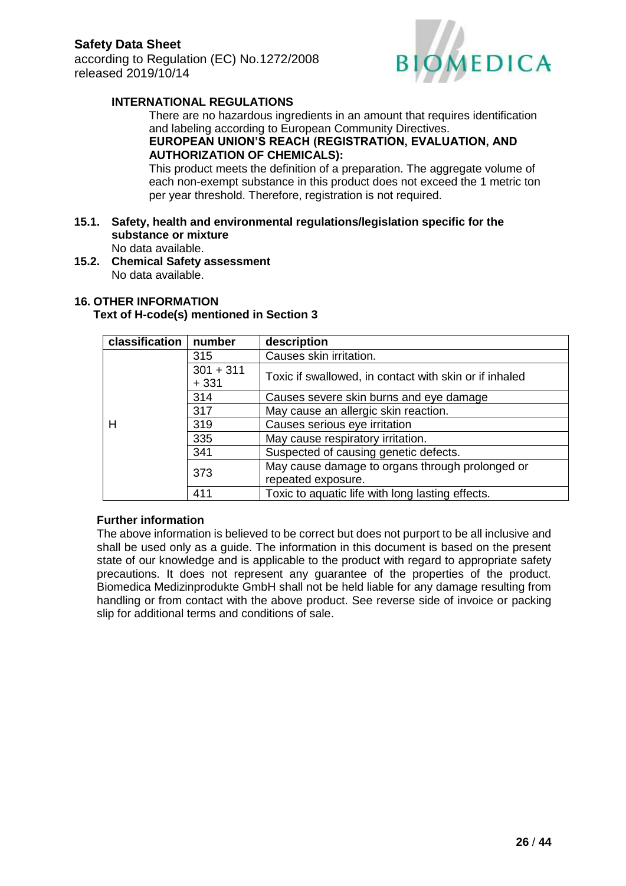**INTERNATIONAL REGULATIONS**

There are no hazardous ingredients in an amount that requires identification and labeling according to European Community Directives.

**EUROPEAN UNION'S REACH (REGISTRATION, EVALUATION, AND AUTHORIZATION OF CHEMICALS):**

This product meets the definition of a preparation. The aggregate volume of each non-exempt substance in this product does not exceed the 1 metric ton per year threshold. Therefore, registration is not required.

**15.1. Safety, health and environmental regulations/legislation specific for the substance or mixture**

No data available.

**15.2. Chemical Safety assessment**

No data available.

## 16. OTHER INFORMATION

**Text of H-code(s) mentioned in Section 3**

| classification | number | description |
|---|---|---|
| H | 315 | Causes skin irritation. |
| | 301 + 311 + 331 | Toxic if swallowed, in contact with skin or if inhaled |
| | 314 | Causes severe skin burns and eye damage |
| | 317 | May cause an allergic skin reaction. |
| | 319 | Causes serious eye irritation |
| | 335 | May cause respiratory irritation. |
| | 341 | Suspected of causing genetic defects. |
| | 373 | May cause damage to organs through prolonged or repeated exposure. |
| | 411 | Toxic to aquatic life with long lasting effects. |

**Further information**

The above information is believed to be correct but does not purport to be all inclusive and shall be used only as a guide. The information in this document is based on the present state of our knowledge and is applicable to the product with regard to appropriate safety precautions. It does not represent any guarantee of the properties of the product. Biomedica Medizinprodukte GmbH shall not be held liable for any damage resulting from handling or from contact with the above product. See reverse side of invoice or packing slip for additional terms and conditions of sale.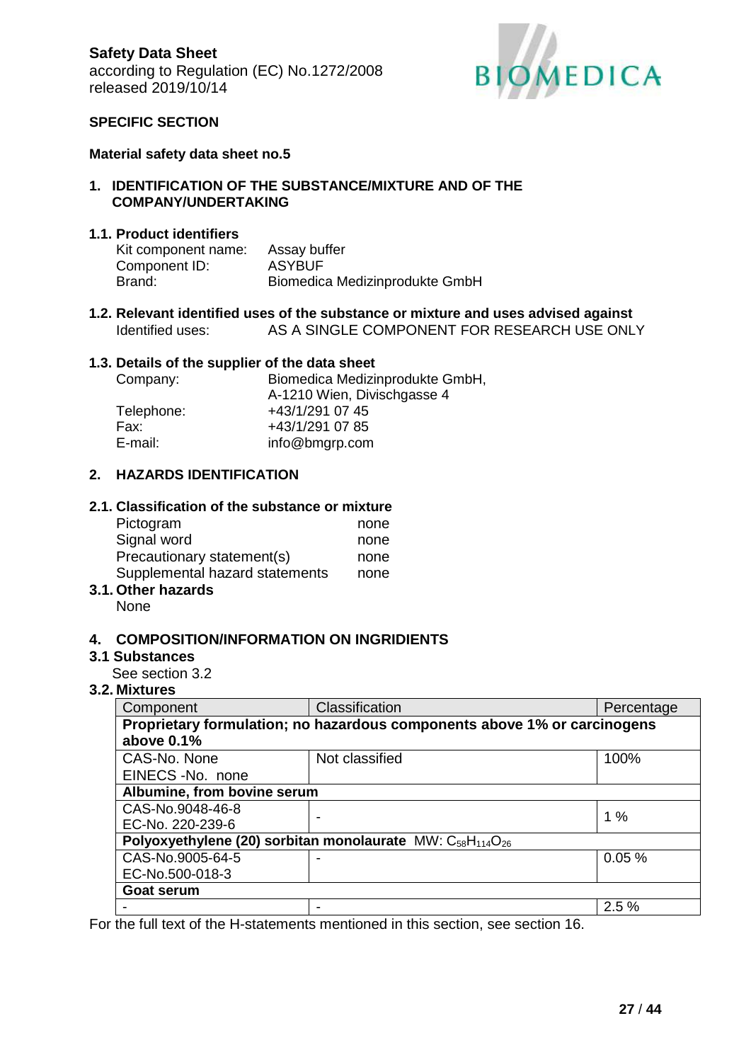**Safety Data Sheet**
according to Regulation (EC) No.1272/2008
released 2019/10/14

**SPECIFIC SECTION**

**Material safety data sheet no.5**

## 1. IDENTIFICATION OF THE SUBSTANCE/MIXTURE AND OF THE COMPANY/UNDERTAKING

### 1.1. Product identifiers

Kit component name: Assay buffer
Component ID: ASYBUF
Brand: Biomedica Medizinprodukte GmbH

### 1.2. Relevant identified uses of the substance or mixture and uses advised against

Identified uses: AS A SINGLE COMPONENT FOR RESEARCH USE ONLY

### 1.3. Details of the supplier of the data sheet

Company: Biomedica Medizinprodukte GmbH, A-1210 Wien, Divischgasse 4
Telephone: +43/1/291 07 45
Fax: +43/1/291 07 85
E-mail: info@bmgrp.com

## 2. HAZARDS IDENTIFICATION

### 2.1. Classification of the substance or mixture

Pictogram none
Signal word none
Precautionary statement(s) none
Supplemental hazard statements none

### 3.1. Other hazards

None

## 4. COMPOSITION/INFORMATION ON INGRIDIENTS

### 3.1 Substances

See section 3.2

### 3.2. Mixtures

| Component | Classification | Percentage |
|---|---|---|
| **Proprietary formulation; no hazardous components above 1% or carcinogens above 0.1%** | | |
| CAS-No. None<br>EINECS -No. none | Not classified | 100% |
| **Albumine, from bovine serum** | | |
| CAS-No.9048-46-8<br>EC-No. 220-239-6 | - | 1 % |
| **Polyoxyethylene (20) sorbitan monolaurate** MW: $C_{58}H_{114}O_{26}$ | | |
| CAS-No.9005-64-5<br>EC-No.500-018-3 | - | 0.05 % |
| **Goat serum** | | |
| - | - | 2.5 % |

For the full text of the H-statements mentioned in this section, see section 16.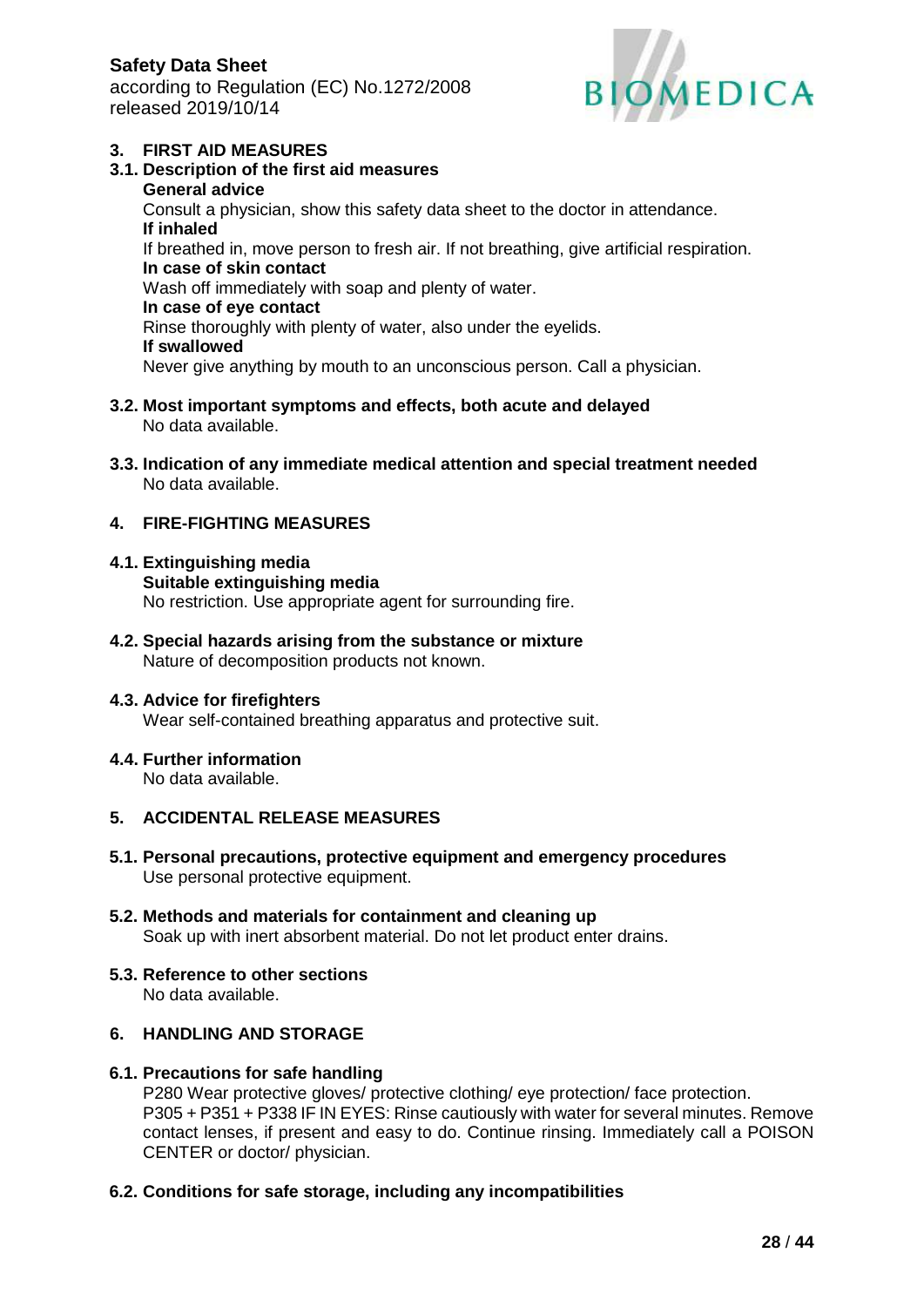## 3. FIRST AID MEASURES

### 3.1. Description of the first aid measures

**General advice**
Consult a physician, show this safety data sheet to the doctor in attendance.

**If inhaled**
If breathed in, move person to fresh air. If not breathing, give artificial respiration.

**In case of skin contact**
Wash off immediately with soap and plenty of water.

**In case of eye contact**
Rinse thoroughly with plenty of water, also under the eyelids.

**If swallowed**
Never give anything by mouth to an unconscious person. Call a physician.

### 3.2. Most important symptoms and effects, both acute and delayed

No data available.

### 3.3. Indication of any immediate medical attention and special treatment needed

No data available.

## 4. FIRE-FIGHTING MEASURES

### 4.1. Extinguishing media

**Suitable extinguishing media**
No restriction. Use appropriate agent for surrounding fire.

### 4.2. Special hazards arising from the substance or mixture

Nature of decomposition products not known.

### 4.3. Advice for firefighters

Wear self-contained breathing apparatus and protective suit.

### 4.4. Further information

No data available.

## 5. ACCIDENTAL RELEASE MEASURES

### 5.1. Personal precautions, protective equipment and emergency procedures

Use personal protective equipment.

### 5.2. Methods and materials for containment and cleaning up

Soak up with inert absorbent material. Do not let product enter drains.

### 5.3. Reference to other sections

No data available.

## 6. HANDLING AND STORAGE

### 6.1. Precautions for safe handling

P280 Wear protective gloves/ protective clothing/ eye protection/ face protection.
P305 + P351 + P338 IF IN EYES: Rinse cautiously with water for several minutes. Remove contact lenses, if present and easy to do. Continue rinsing. Immediately call a POISON CENTER or doctor/ physician.

### 6.2. Conditions for safe storage, including any incompatibilities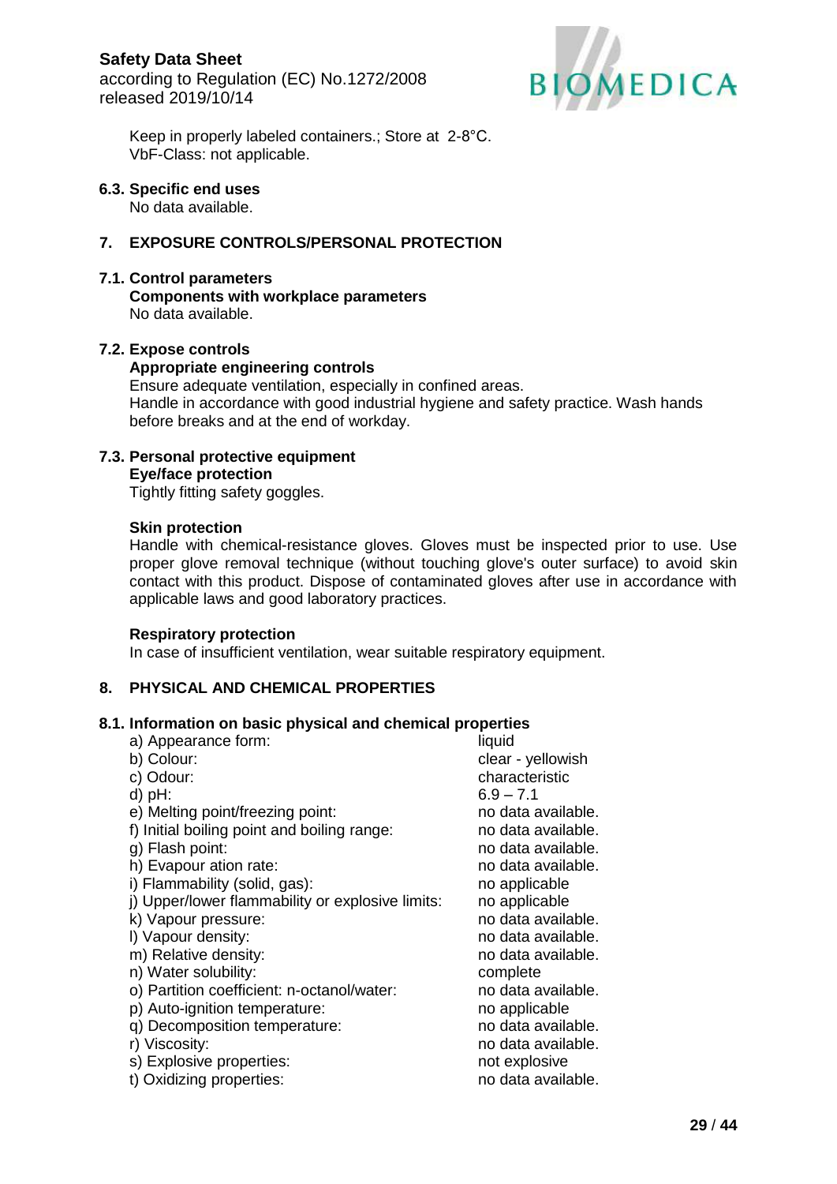Keep in properly labeled containers.; Store at 2-8°C.
VbF-Class: not applicable.

### 6.3. Specific end uses

No data available.

## 7. EXPOSURE CONTROLS/PERSONAL PROTECTION

### 7.1. Control parameters

**Components with workplace parameters**

No data available.

### 7.2. Expose controls

**Appropriate engineering controls**

Ensure adequate ventilation, especially in confined areas.
Handle in accordance with good industrial hygiene and safety practice. Wash hands before breaks and at the end of workday.

### 7.3. Personal protective equipment

**Eye/face protection**

Tightly fitting safety goggles.

**Skin protection**

Handle with chemical-resistance gloves. Gloves must be inspected prior to use. Use proper glove removal technique (without touching glove's outer surface) to avoid skin contact with this product. Dispose of contaminated gloves after use in accordance with applicable laws and good laboratory practices.

**Respiratory protection**

In case of insufficient ventilation, wear suitable respiratory equipment.

## 8. PHYSICAL AND CHEMICAL PROPERTIES

### 8.1. Information on basic physical and chemical properties

| | |
|---|---|
| a) Appearance form: | liquid |
| b) Colour: | clear - yellowish |
| c) Odour: | characteristic |
| d) pH: | 6.9 – 7.1 |
| e) Melting point/freezing point: | no data available. |
| f) Initial boiling point and boiling range: | no data available. |
| g) Flash point: | no data available. |
| h) Evapour ation rate: | no data available. |
| i) Flammability (solid, gas): | no applicable |
| j) Upper/lower flammability or explosive limits: | no applicable |
| k) Vapour pressure: | no data available. |
| l) Vapour density: | no data available. |
| m) Relative density: | no data available. |
| n) Water solubility: | complete |
| o) Partition coefficient: n-octanol/water: | no data available. |
| p) Auto-ignition temperature: | no applicable |
| q) Decomposition temperature: | no data available. |
| r) Viscosity: | no data available. |
| s) Explosive properties: | not explosive |
| t) Oxidizing properties: | no data available. |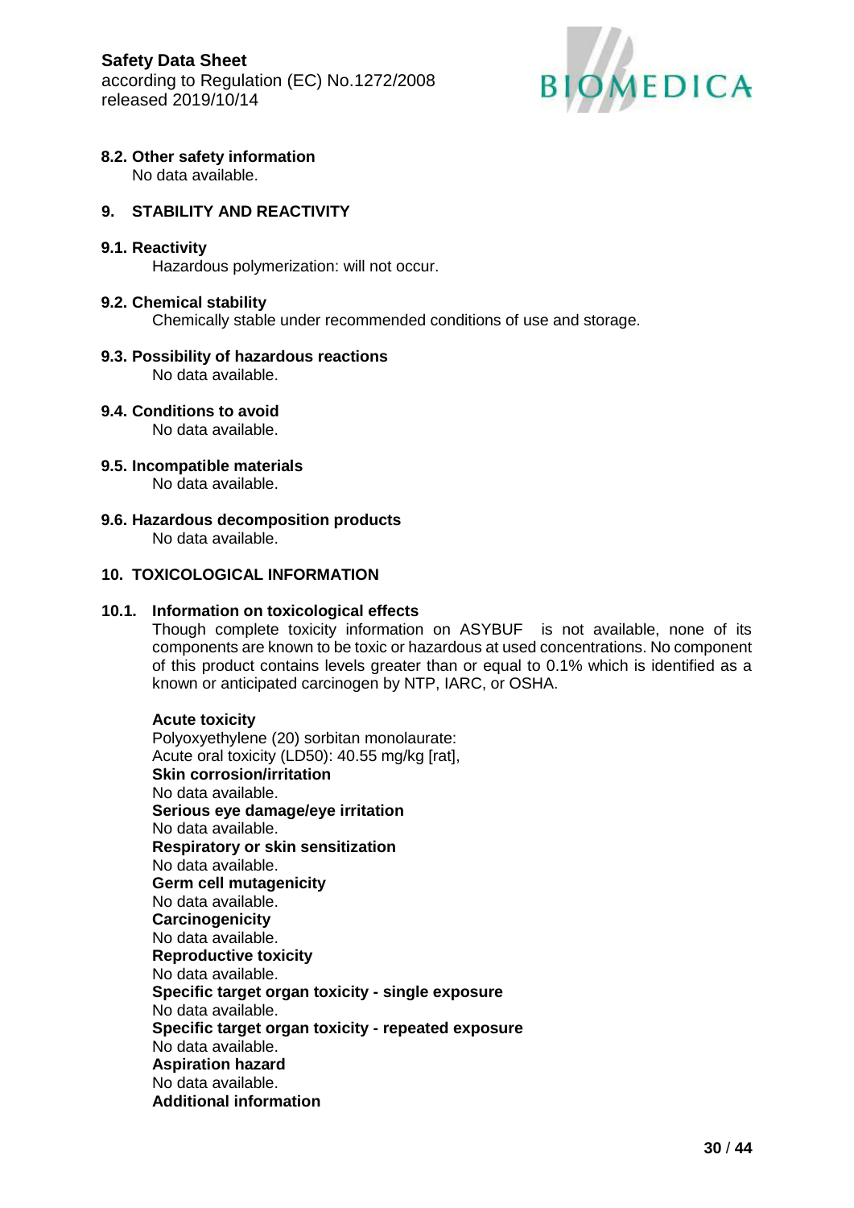### 8.2. Other safety information

No data available.

## 9. STABILITY AND REACTIVITY

### 9.1. Reactivity

Hazardous polymerization: will not occur.

### 9.2. Chemical stability

Chemically stable under recommended conditions of use and storage.

### 9.3. Possibility of hazardous reactions

No data available.

### 9.4. Conditions to avoid

No data available.

### 9.5. Incompatible materials

No data available.

### 9.6. Hazardous decomposition products

No data available.

## 10. TOXICOLOGICAL INFORMATION

### 10.1. Information on toxicological effects

Though complete toxicity information on ASYBUF is not available, none of its components are known to be toxic or hazardous at used concentrations. No component of this product contains levels greater than or equal to 0.1% which is identified as a known or anticipated carcinogen by NTP, IARC, or OSHA.

**Acute toxicity**
Polyoxyethylene (20) sorbitan monolaurate:
Acute oral toxicity (LD50): 40.55 mg/kg [rat],
**Skin corrosion/irritation**
No data available.
**Serious eye damage/eye irritation**
No data available.
**Respiratory or skin sensitization**
No data available.
**Germ cell mutagenicity**
No data available.
**Carcinogenicity**
No data available.
**Reproductive toxicity**
No data available.
**Specific target organ toxicity - single exposure**
No data available.
**Specific target organ toxicity - repeated exposure**
No data available.
**Aspiration hazard**
No data available.
**Additional information**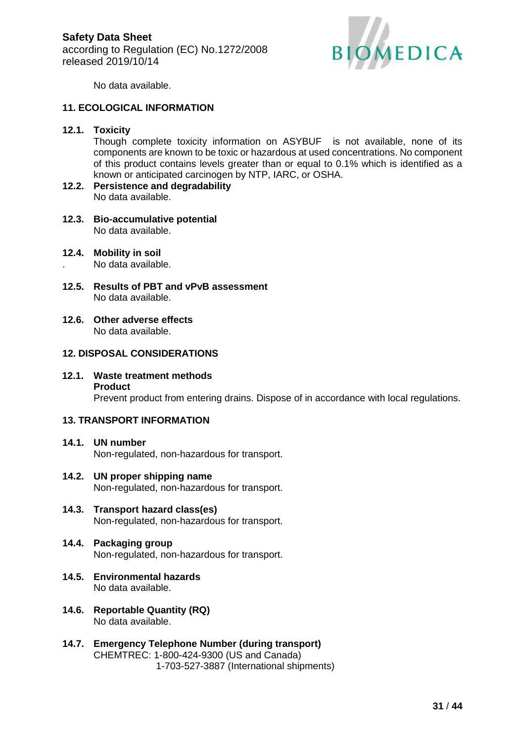No data available.

## 11. ECOLOGICAL INFORMATION

**12.1. Toxicity**

Though complete toxicity information on ASYBUF is not available, none of its components are known to be toxic or hazardous at used concentrations. No component of this product contains levels greater than or equal to 0.1% which is identified as a known or anticipated carcinogen by NTP, IARC, or OSHA.

**12.2. Persistence and degradability**

No data available.

**12.3. Bio-accumulative potential**

No data available.

**12.4. Mobility in soil**

. No data available.

**12.5. Results of PBT and vPvB assessment**

No data available.

**12.6. Other adverse effects**

No data available.

## 12. DISPOSAL CONSIDERATIONS

**12.1. Waste treatment methods**

**Product**

Prevent product from entering drains. Dispose of in accordance with local regulations.

## 13. TRANSPORT INFORMATION

**14.1. UN number**

Non-regulated, non-hazardous for transport.

**14.2. UN proper shipping name**

Non-regulated, non-hazardous for transport.

**14.3. Transport hazard class(es)**

Non-regulated, non-hazardous for transport.

**14.4. Packaging group**

Non-regulated, non-hazardous for transport.

**14.5. Environmental hazards**

No data available.

**14.6. Reportable Quantity (RQ)**

No data available.

**14.7. Emergency Telephone Number (during transport)**

CHEMTREC: 1-800-424-9300 (US and Canada)
1-703-527-3887 (International shipments)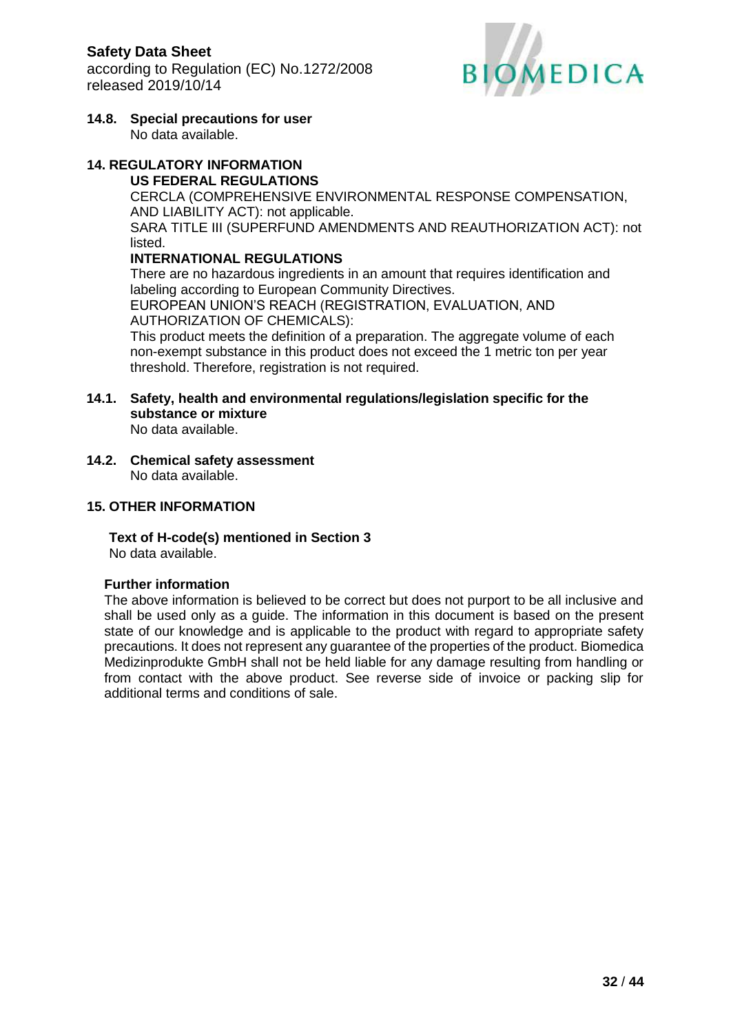### 14.8. Special precautions for user

No data available.

## 14. REGULATORY INFORMATION

**US FEDERAL REGULATIONS**

CERCLA (COMPREHENSIVE ENVIRONMENTAL RESPONSE COMPENSATION, AND LIABILITY ACT): not applicable.

SARA TITLE III (SUPERFUND AMENDMENTS AND REAUTHORIZATION ACT): not listed.

**INTERNATIONAL REGULATIONS**

There are no hazardous ingredients in an amount that requires identification and labeling according to European Community Directives.

EUROPEAN UNION'S REACH (REGISTRATION, EVALUATION, AND AUTHORIZATION OF CHEMICALS):

This product meets the definition of a preparation. The aggregate volume of each non-exempt substance in this product does not exceed the 1 metric ton per year threshold. Therefore, registration is not required.

### 14.1. Safety, health and environmental regulations/legislation specific for the substance or mixture

No data available.

### 14.2. Chemical safety assessment

No data available.

## 15. OTHER INFORMATION

**Text of H-code(s) mentioned in Section 3**

No data available.

**Further information**

The above information is believed to be correct but does not purport to be all inclusive and shall be used only as a guide. The information in this document is based on the present state of our knowledge and is applicable to the product with regard to appropriate safety precautions. It does not represent any guarantee of the properties of the product. Biomedica Medizinprodukte GmbH shall not be held liable for any damage resulting from handling or from contact with the above product. See reverse side of invoice or packing slip for additional terms and conditions of sale.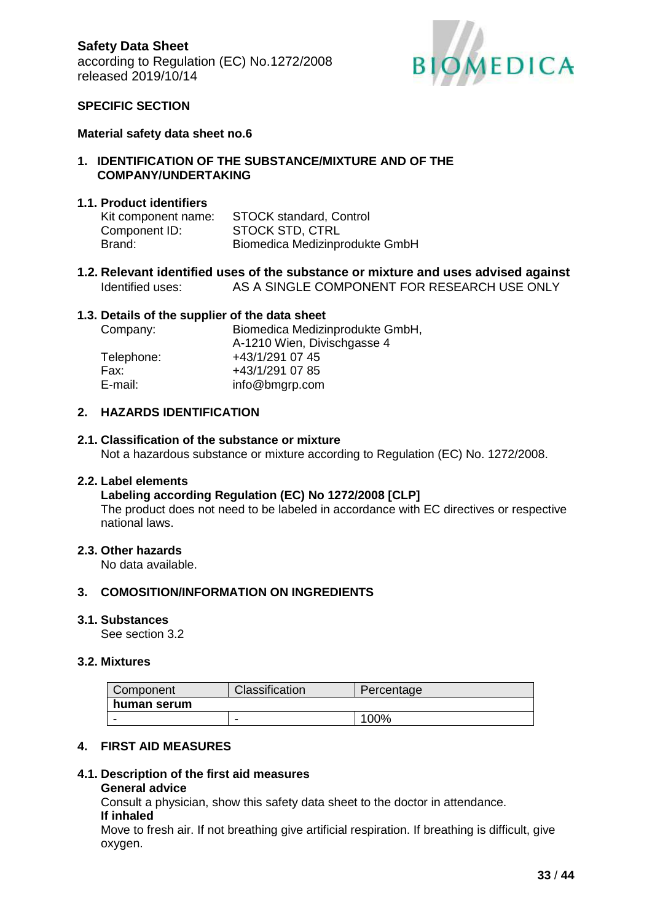**Safety Data Sheet**
according to Regulation (EC) No.1272/2008
released 2019/10/14

**SPECIFIC SECTION**

**Material safety data sheet no.6**

## 1. IDENTIFICATION OF THE SUBSTANCE/MIXTURE AND OF THE COMPANY/UNDERTAKING

### 1.1. Product identifiers

Kit component name: STOCK standard, Control
Component ID: STOCK STD, CTRL
Brand: Biomedica Medizinprodukte GmbH

### 1.2. Relevant identified uses of the substance or mixture and uses advised against

Identified uses: AS A SINGLE COMPONENT FOR RESEARCH USE ONLY

### 1.3. Details of the supplier of the data sheet

Company: Biomedica Medizinprodukte GmbH,
A-1210 Wien, Divischgasse 4
Telephone: +43/1/291 07 45
Fax: +43/1/291 07 85
E-mail: info@bmgrp.com

## 2. HAZARDS IDENTIFICATION

### 2.1. Classification of the substance or mixture

Not a hazardous substance or mixture according to Regulation (EC) No. 1272/2008.

### 2.2. Label elements

**Labeling according Regulation (EC) No 1272/2008 [CLP]**
The product does not need to be labeled in accordance with EC directives or respective national laws.

### 2.3. Other hazards

No data available.

## 3. COMOSITION/INFORMATION ON INGREDIENTS

### 3.1. Substances

See section 3.2

### 3.2. Mixtures

| Component | Classification | Percentage |
|---|---|---|
| **human serum** | | |
| - | - | 100% |

## 4. FIRST AID MEASURES

### 4.1. Description of the first aid measures

**General advice**
Consult a physician, show this safety data sheet to the doctor in attendance.
**If inhaled**
Move to fresh air. If not breathing give artificial respiration. If breathing is difficult, give oxygen.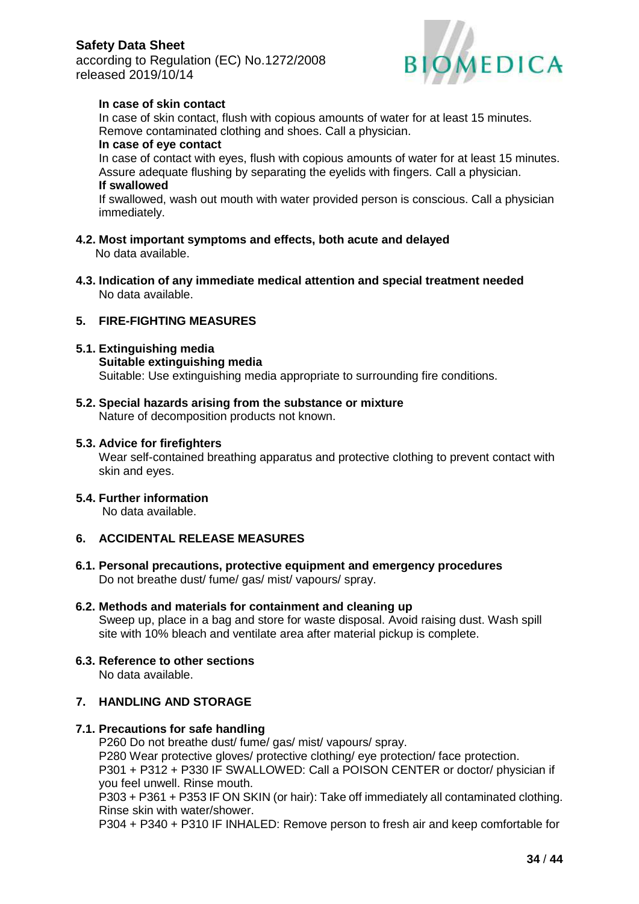**In case of skin contact**

In case of skin contact, flush with copious amounts of water for at least 15 minutes. Remove contaminated clothing and shoes. Call a physician.

**In case of eye contact**

In case of contact with eyes, flush with copious amounts of water for at least 15 minutes. Assure adequate flushing by separating the eyelids with fingers. Call a physician.

**If swallowed**

If swallowed, wash out mouth with water provided person is conscious. Call a physician immediately.

### 4.2. Most important symptoms and effects, both acute and delayed

No data available.

### 4.3. Indication of any immediate medical attention and special treatment needed

No data available.

## 5. FIRE-FIGHTING MEASURES

### 5.1. Extinguishing media

**Suitable extinguishing media**

Suitable: Use extinguishing media appropriate to surrounding fire conditions.

### 5.2. Special hazards arising from the substance or mixture

Nature of decomposition products not known.

### 5.3. Advice for firefighters

Wear self-contained breathing apparatus and protective clothing to prevent contact with skin and eyes.

### 5.4. Further information

No data available.

## 6. ACCIDENTAL RELEASE MEASURES

### 6.1. Personal precautions, protective equipment and emergency procedures

Do not breathe dust/ fume/ gas/ mist/ vapours/ spray.

### 6.2. Methods and materials for containment and cleaning up

Sweep up, place in a bag and store for waste disposal. Avoid raising dust. Wash spill site with 10% bleach and ventilate area after material pickup is complete.

### 6.3. Reference to other sections

No data available.

## 7. HANDLING AND STORAGE

### 7.1. Precautions for safe handling

P260 Do not breathe dust/ fume/ gas/ mist/ vapours/ spray.
P280 Wear protective gloves/ protective clothing/ eye protection/ face protection.
P301 + P312 + P330 IF SWALLOWED: Call a POISON CENTER or doctor/ physician if you feel unwell. Rinse mouth.
P303 + P361 + P353 IF ON SKIN (or hair): Take off immediately all contaminated clothing. Rinse skin with water/shower.
P304 + P340 + P310 IF INHALED: Remove person to fresh air and keep comfortable for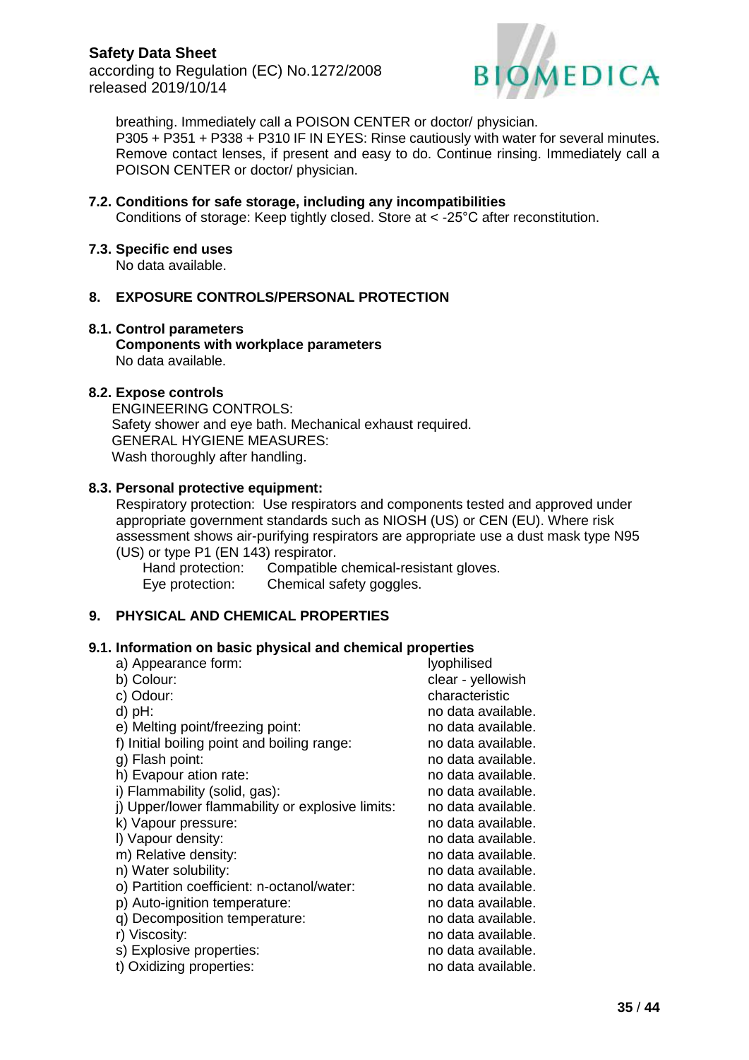breathing. Immediately call a POISON CENTER or doctor/ physician.
P305 + P351 + P338 + P310 IF IN EYES: Rinse cautiously with water for several minutes. Remove contact lenses, if present and easy to do. Continue rinsing. Immediately call a POISON CENTER or doctor/ physician.

### 7.2. Conditions for safe storage, including any incompatibilities

Conditions of storage: Keep tightly closed. Store at < -25°C after reconstitution.

### 7.3. Specific end uses

No data available.

## 8. EXPOSURE CONTROLS/PERSONAL PROTECTION

### 8.1. Control parameters

**Components with workplace parameters**
No data available.

### 8.2. Expose controls

ENGINEERING CONTROLS:
Safety shower and eye bath. Mechanical exhaust required.
GENERAL HYGIENE MEASURES:
Wash thoroughly after handling.

### 8.3. Personal protective equipment:

Respiratory protection: Use respirators and components tested and approved under appropriate government standards such as NIOSH (US) or CEN (EU). Where risk assessment shows air-purifying respirators are appropriate use a dust mask type N95 (US) or type P1 (EN 143) respirator.

Hand protection: Compatible chemical-resistant gloves.
Eye protection: Chemical safety goggles.

## 9. PHYSICAL AND CHEMICAL PROPERTIES

### 9.1. Information on basic physical and chemical properties

| | |
|---|---|
| a) Appearance form: | lyophilised |
| b) Colour: | clear - yellowish |
| c) Odour: | characteristic |
| d) pH: | no data available. |
| e) Melting point/freezing point: | no data available. |
| f) Initial boiling point and boiling range: | no data available. |
| g) Flash point: | no data available. |
| h) Evapour ation rate: | no data available. |
| i) Flammability (solid, gas): | no data available. |
| j) Upper/lower flammability or explosive limits: | no data available. |
| k) Vapour pressure: | no data available. |
| l) Vapour density: | no data available. |
| m) Relative density: | no data available. |
| n) Water solubility: | no data available. |
| o) Partition coefficient: n-octanol/water: | no data available. |
| p) Auto-ignition temperature: | no data available. |
| q) Decomposition temperature: | no data available. |
| r) Viscosity: | no data available. |
| s) Explosive properties: | no data available. |
| t) Oxidizing properties: | no data available. |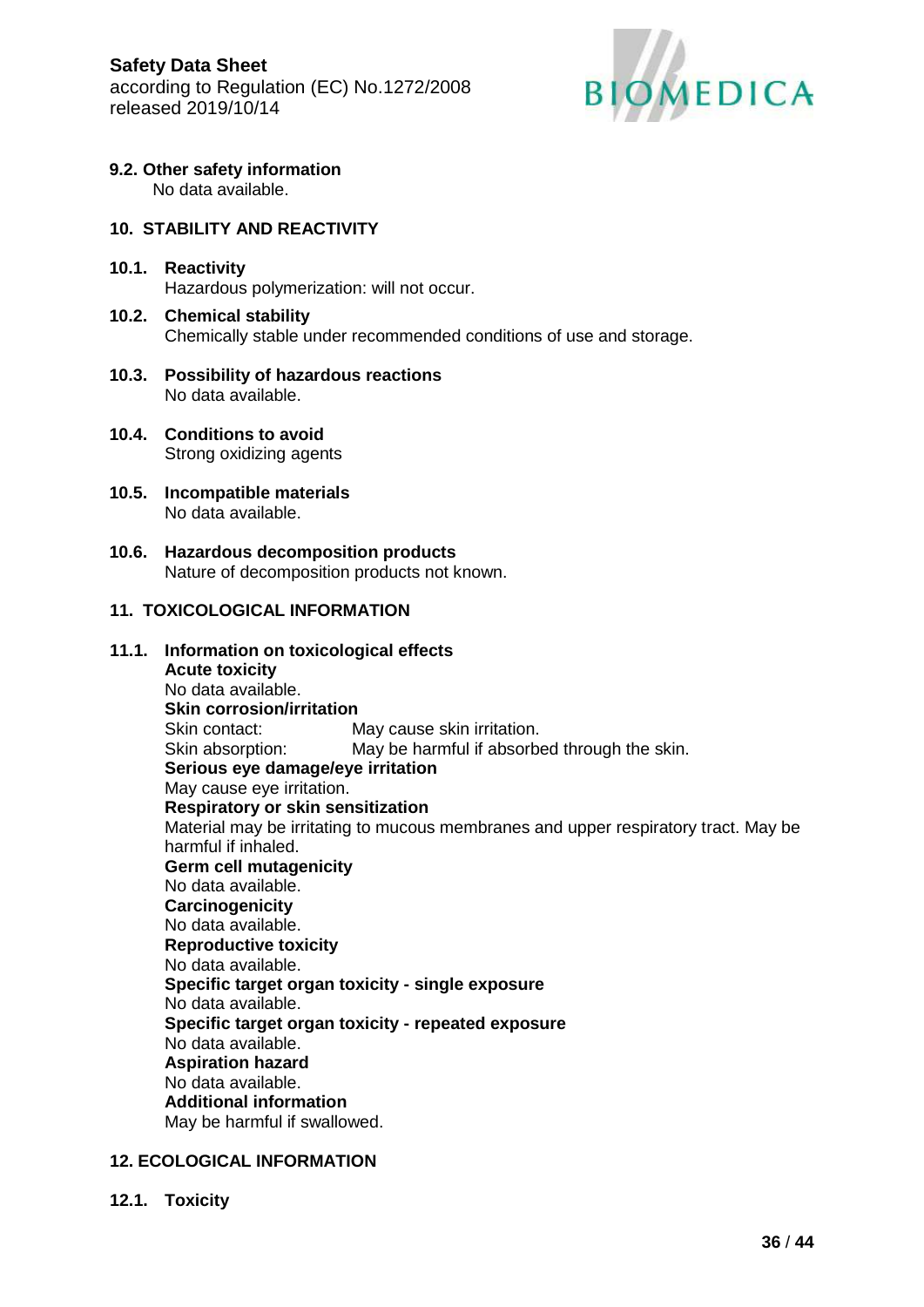### 9.2. Other safety information

No data available.

## 10. STABILITY AND REACTIVITY

### 10.1. Reactivity

Hazardous polymerization: will not occur.

### 10.2. Chemical stability

Chemically stable under recommended conditions of use and storage.

### 10.3. Possibility of hazardous reactions

No data available.

### 10.4. Conditions to avoid

Strong oxidizing agents

### 10.5. Incompatible materials

No data available.

### 10.6. Hazardous decomposition products

Nature of decomposition products not known.

## 11. TOXICOLOGICAL INFORMATION

### 11.1. Information on toxicological effects

**Acute toxicity**
No data available.

**Skin corrosion/irritation**
Skin contact: May cause skin irritation.
Skin absorption: May be harmful if absorbed through the skin.

**Serious eye damage/eye irritation**
May cause eye irritation.

**Respiratory or skin sensitization**
Material may be irritating to mucous membranes and upper respiratory tract. May be harmful if inhaled.

**Germ cell mutagenicity**
No data available.

**Carcinogenicity**
No data available.

**Reproductive toxicity**
No data available.

**Specific target organ toxicity - single exposure**
No data available.

**Specific target organ toxicity - repeated exposure**
No data available.

**Aspiration hazard**
No data available.

**Additional information**
May be harmful if swallowed.

## 12. ECOLOGICAL INFORMATION

### 12.1. Toxicity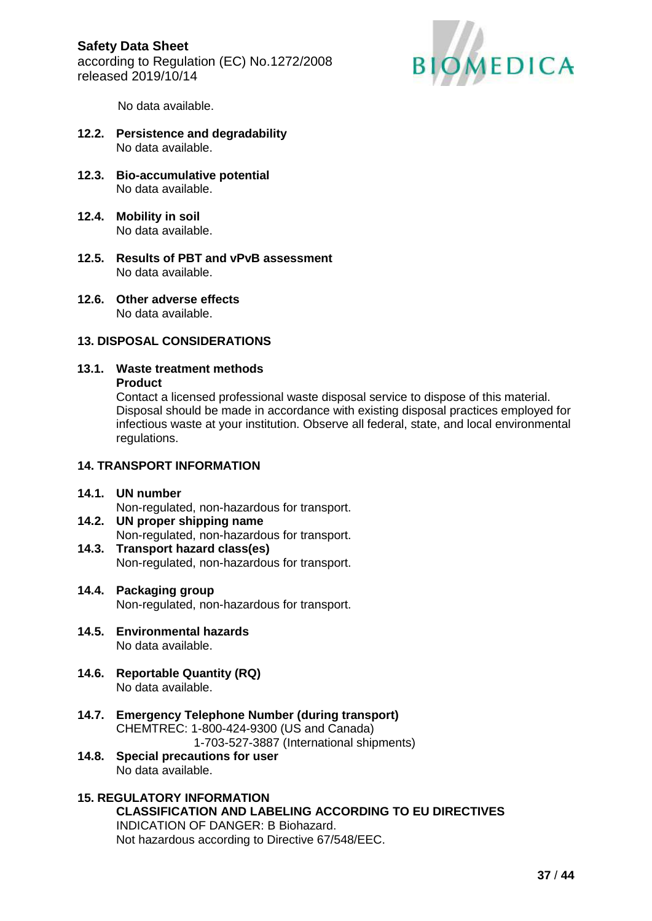No data available.

**12.2. Persistence and degradability**
No data available.

**12.3. Bio-accumulative potential**
No data available.

**12.4. Mobility in soil**
No data available.

**12.5. Results of PBT and vPvB assessment**
No data available.

**12.6. Other adverse effects**
No data available.

## 13. DISPOSAL CONSIDERATIONS

**13.1. Waste treatment methods**

**Product**

Contact a licensed professional waste disposal service to dispose of this material. Disposal should be made in accordance with existing disposal practices employed for infectious waste at your institution. Observe all federal, state, and local environmental regulations.

## 14. TRANSPORT INFORMATION

**14.1. UN number**
Non-regulated, non-hazardous for transport.

**14.2. UN proper shipping name**
Non-regulated, non-hazardous for transport.

**14.3. Transport hazard class(es)**
Non-regulated, non-hazardous for transport.

**14.4. Packaging group**
Non-regulated, non-hazardous for transport.

**14.5. Environmental hazards**
No data available.

**14.6. Reportable Quantity (RQ)**
No data available.

**14.7. Emergency Telephone Number (during transport)**
CHEMTREC: 1-800-424-9300 (US and Canada)
1-703-527-3887 (International shipments)

**14.8. Special precautions for user**
No data available.

## 15. REGULATORY INFORMATION

**CLASSIFICATION AND LABELING ACCORDING TO EU DIRECTIVES**

INDICATION OF DANGER: B Biohazard.
Not hazardous according to Directive 67/548/EEC.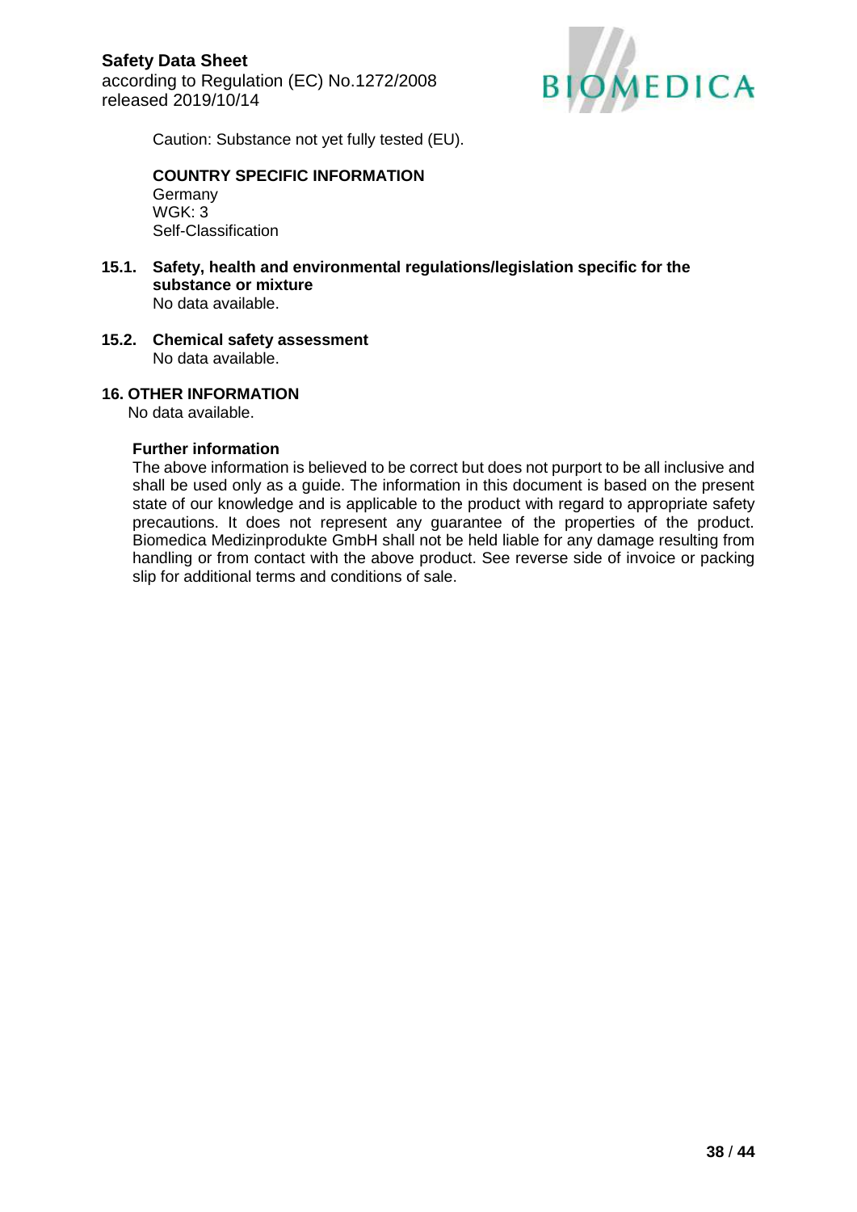Caution: Substance not yet fully tested (EU).

**COUNTRY SPECIFIC INFORMATION**
Germany
WGK: 3
Self-Classification

### 15.1. Safety, health and environmental regulations/legislation specific for the substance or mixture

No data available.

### 15.2. Chemical safety assessment

No data available.

## 16. OTHER INFORMATION

No data available.

**Further information**

The above information is believed to be correct but does not purport to be all inclusive and shall be used only as a guide. The information in this document is based on the present state of our knowledge and is applicable to the product with regard to appropriate safety precautions. It does not represent any guarantee of the properties of the product. Biomedica Medizinprodukte GmbH shall not be held liable for any damage resulting from handling or from contact with the above product. See reverse side of invoice or packing slip for additional terms and conditions of sale.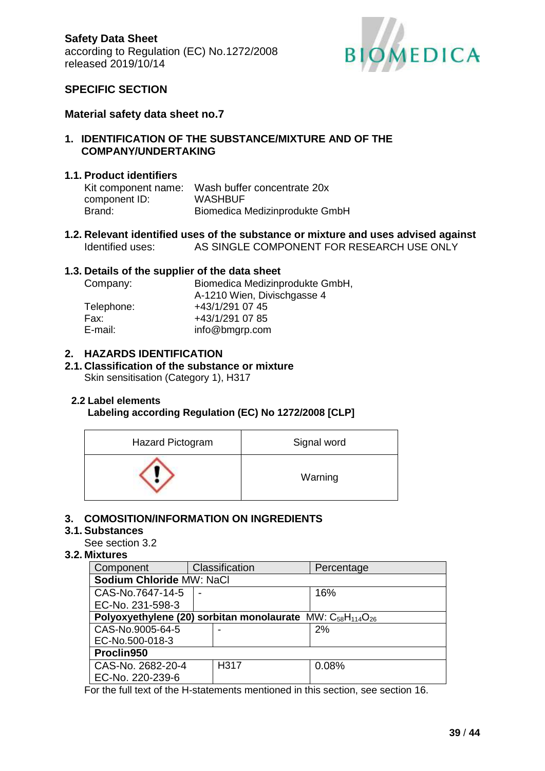**Safety Data Sheet**
according to Regulation (EC) No.1272/2008
released 2019/10/14

BIOMEDICA

## SPECIFIC SECTION

### Material safety data sheet no.7

### 1. IDENTIFICATION OF THE SUBSTANCE/MIXTURE AND OF THE COMPANY/UNDERTAKING

#### 1.1. Product identifiers

| | |
|---|---|
| Kit component name: | Wash buffer concentrate 20x |
| component ID: | WASHBUF |
| Brand: | Biomedica Medizinprodukte GmbH |

#### 1.2. Relevant identified uses of the substance or mixture and uses advised against

Identified uses: AS SINGLE COMPONENT FOR RESEARCH USE ONLY

#### 1.3. Details of the supplier of the data sheet

| | |
|---|---|
| Company: | Biomedica Medizinprodukte GmbH, A-1210 Wien, Divischgasse 4 |
| Telephone: | +43/1/291 07 45 |
| Fax: | +43/1/291 07 85 |
| E-mail: | info@bmgrp.com |

### 2. HAZARDS IDENTIFICATION

#### 2.1. Classification of the substance or mixture

Skin sensitisation (Category 1), H317

#### 2.2 Label elements

**Labeling according Regulation (EC) No 1272/2008 [CLP]**

| Hazard Pictogram | Signal word |
|---|---|
| | Warning |

### 3. COMOSITION/INFORMATION ON INGREDIENTS

#### 3.1. Substances

See section 3.2

#### 3.2. Mixtures

| Component | Classification | Percentage |
|---|---|---|
| **Sodium Chloride** MW: NaCl | | |
| CAS-No.7647-14-5<br>EC-No. 231-598-3 | - | 16% |
| **Polyoxyethylene (20) sorbitan monolaurate** MW: $C_{58}H_{114}O_{26}$ | | |
| CAS-No.9005-64-5<br>EC-No.500-018-3 | - | 2% |
| **Proclin950** | | |
| CAS-No. 2682-20-4<br>EC-No. 220-239-6 | H317 | 0.08% |

For the full text of the H-statements mentioned in this section, see section 16.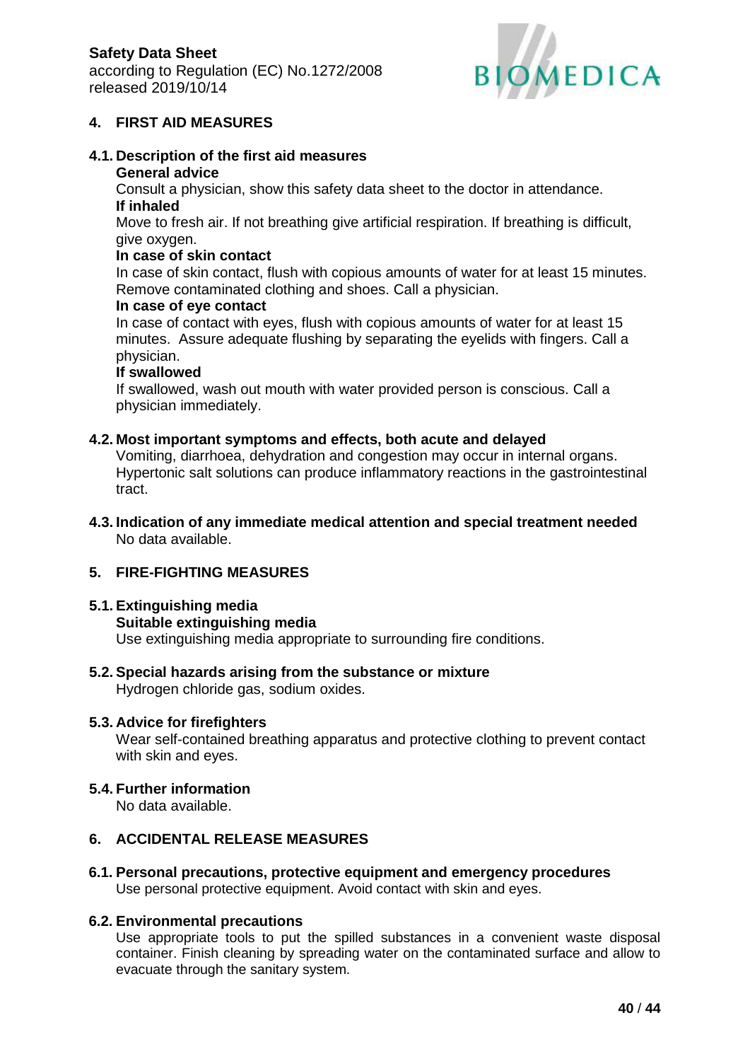## 4. FIRST AID MEASURES

### 4.1. Description of the first aid measures

**General advice**

Consult a physician, show this safety data sheet to the doctor in attendance.

**If inhaled**

Move to fresh air. If not breathing give artificial respiration. If breathing is difficult, give oxygen.

**In case of skin contact**

In case of skin contact, flush with copious amounts of water for at least 15 minutes. Remove contaminated clothing and shoes. Call a physician.

**In case of eye contact**

In case of contact with eyes, flush with copious amounts of water for at least 15 minutes. Assure adequate flushing by separating the eyelids with fingers. Call a physician.

**If swallowed**

If swallowed, wash out mouth with water provided person is conscious. Call a physician immediately.

### 4.2. Most important symptoms and effects, both acute and delayed

Vomiting, diarrhoea, dehydration and congestion may occur in internal organs. Hypertonic salt solutions can produce inflammatory reactions in the gastrointestinal tract.

### 4.3. Indication of any immediate medical attention and special treatment needed

No data available.

## 5. FIRE-FIGHTING MEASURES

### 5.1. Extinguishing media

**Suitable extinguishing media**

Use extinguishing media appropriate to surrounding fire conditions.

### 5.2. Special hazards arising from the substance or mixture

Hydrogen chloride gas, sodium oxides.

### 5.3. Advice for firefighters

Wear self-contained breathing apparatus and protective clothing to prevent contact with skin and eyes.

### 5.4. Further information

No data available.

## 6. ACCIDENTAL RELEASE MEASURES

### 6.1. Personal precautions, protective equipment and emergency procedures

Use personal protective equipment. Avoid contact with skin and eyes.

### 6.2. Environmental precautions

Use appropriate tools to put the spilled substances in a convenient waste disposal container. Finish cleaning by spreading water on the contaminated surface and allow to evacuate through the sanitary system.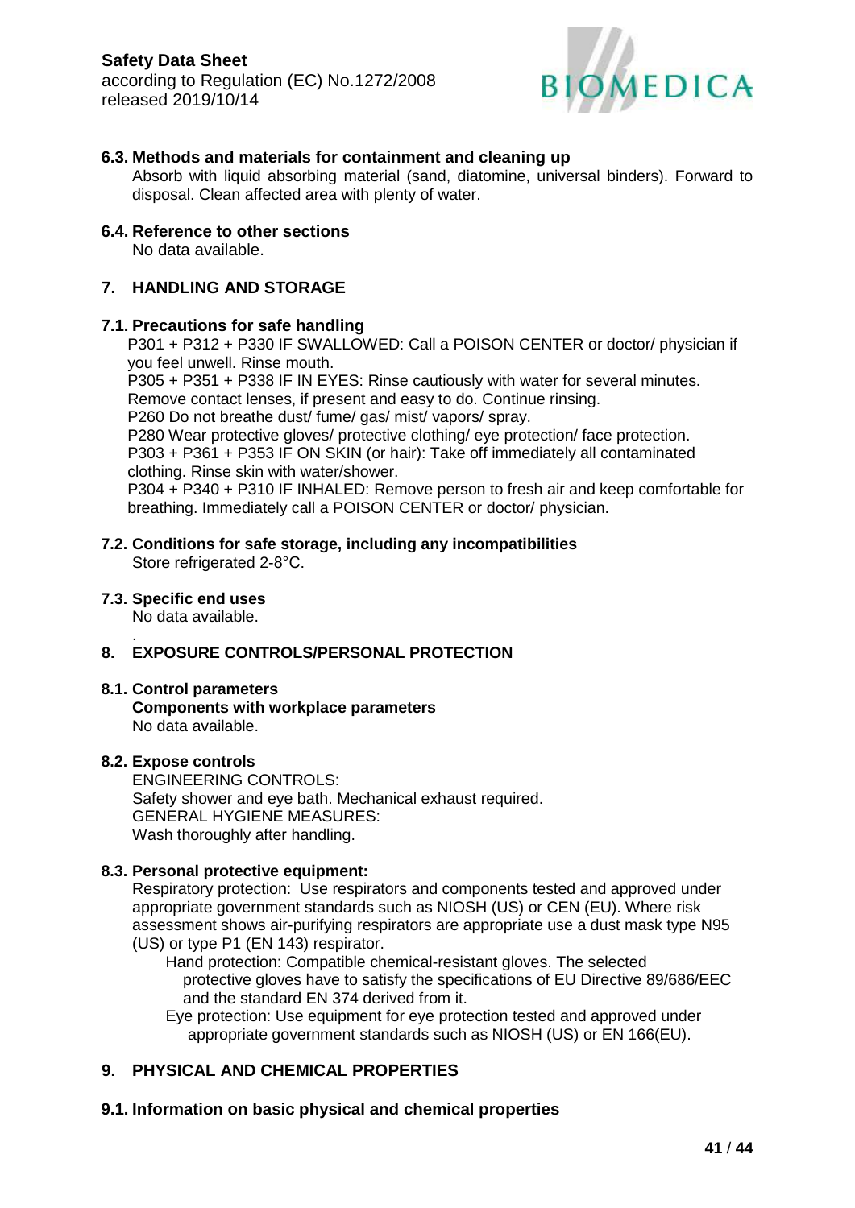### 6.3. Methods and materials for containment and cleaning up

Absorb with liquid absorbing material (sand, diatomine, universal binders). Forward to disposal. Clean affected area with plenty of water.

### 6.4. Reference to other sections

No data available.

## 7. HANDLING AND STORAGE

### 7.1. Precautions for safe handling

P301 + P312 + P330 IF SWALLOWED: Call a POISON CENTER or doctor/ physician if you feel unwell. Rinse mouth.
P305 + P351 + P338 IF IN EYES: Rinse cautiously with water for several minutes. Remove contact lenses, if present and easy to do. Continue rinsing.
P260 Do not breathe dust/ fume/ gas/ mist/ vapors/ spray.
P280 Wear protective gloves/ protective clothing/ eye protection/ face protection.
P303 + P361 + P353 IF ON SKIN (or hair): Take off immediately all contaminated clothing. Rinse skin with water/shower.
P304 + P340 + P310 IF INHALED: Remove person to fresh air and keep comfortable for breathing. Immediately call a POISON CENTER or doctor/ physician.

### 7.2. Conditions for safe storage, including any incompatibilities

Store refrigerated 2-8°C.

### 7.3. Specific end uses

No data available.

## 8. EXPOSURE CONTROLS/PERSONAL PROTECTION

### 8.1. Control parameters

**Components with workplace parameters**
No data available.

### 8.2. Expose controls

ENGINEERING CONTROLS:
Safety shower and eye bath. Mechanical exhaust required.
GENERAL HYGIENE MEASURES:
Wash thoroughly after handling.

### 8.3. Personal protective equipment:

Respiratory protection: Use respirators and components tested and approved under appropriate government standards such as NIOSH (US) or CEN (EU). Where risk assessment shows air-purifying respirators are appropriate use a dust mask type N95 (US) or type P1 (EN 143) respirator.

Hand protection: Compatible chemical-resistant gloves. The selected protective gloves have to satisfy the specifications of EU Directive 89/686/EEC and the standard EN 374 derived from it.

Eye protection: Use equipment for eye protection tested and approved under appropriate government standards such as NIOSH (US) or EN 166(EU).

## 9. PHYSICAL AND CHEMICAL PROPERTIES

### 9.1. Information on basic physical and chemical properties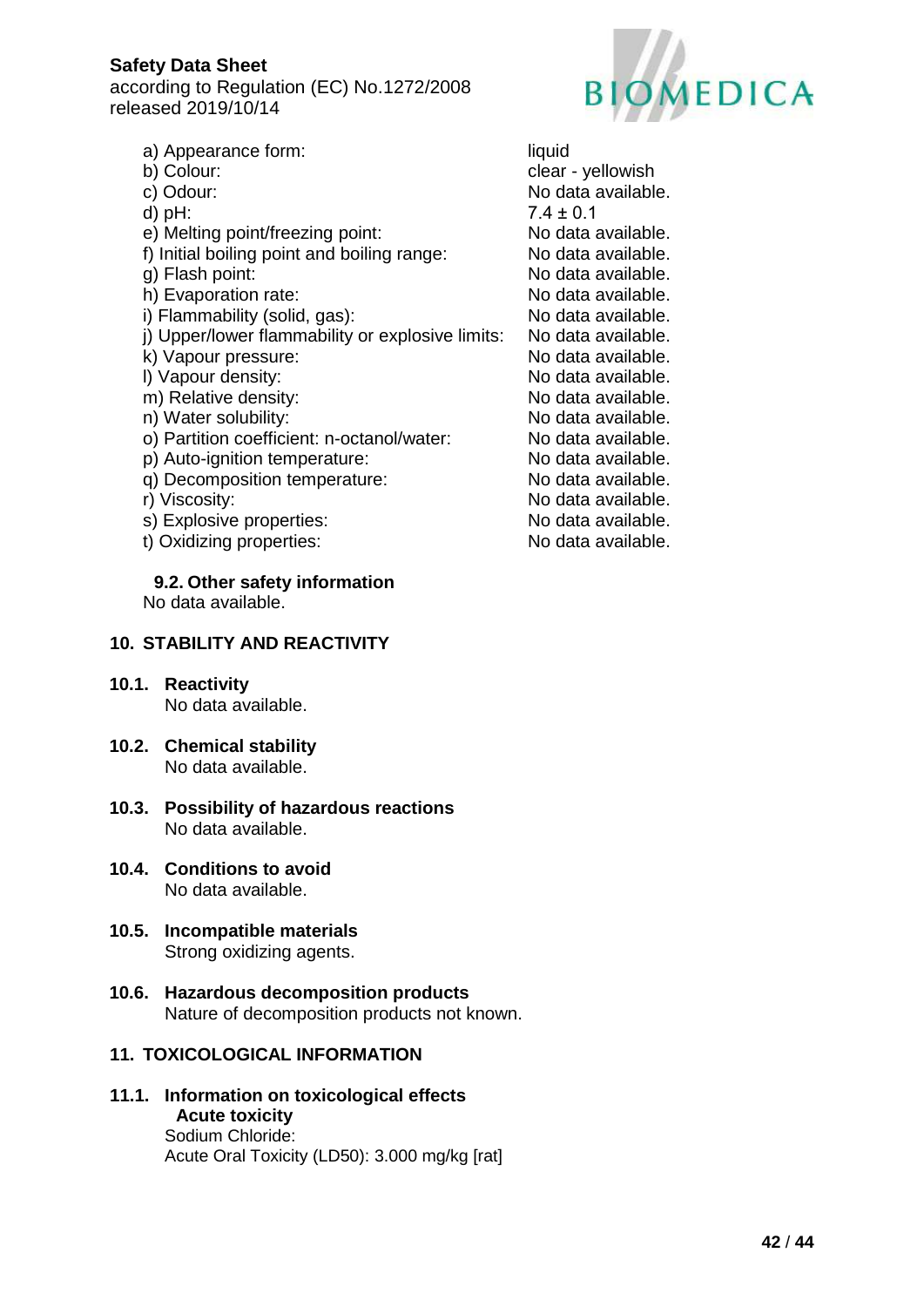a) Appearance form: liquid
b) Colour: clear - yellowish
c) Odour: No data available.
d) pH: 7.4 ± 0.1
e) Melting point/freezing point: No data available.
f) Initial boiling point and boiling range: No data available.
g) Flash point: No data available.
h) Evaporation rate: No data available.
i) Flammability (solid, gas): No data available.
j) Upper/lower flammability or explosive limits: No data available.
k) Vapour pressure: No data available.
l) Vapour density: No data available.
m) Relative density: No data available.
n) Water solubility: No data available.
o) Partition coefficient: n-octanol/water: No data available.
p) Auto-ignition temperature: No data available.
q) Decomposition temperature: No data available.
r) Viscosity: No data available.
s) Explosive properties: No data available.
t) Oxidizing properties: No data available.

### 9.2. Other safety information

No data available.

## 10. STABILITY AND REACTIVITY

### 10.1. Reactivity

No data available.

### 10.2. Chemical stability

No data available.

### 10.3. Possibility of hazardous reactions

No data available.

### 10.4. Conditions to avoid

No data available.

### 10.5. Incompatible materials

Strong oxidizing agents.

### 10.6. Hazardous decomposition products

Nature of decomposition products not known.

## 11. TOXICOLOGICAL INFORMATION

### 11.1. Information on toxicological effects

**Acute toxicity**

Sodium Chloride:
Acute Oral Toxicity (LD50): 3.000 mg/kg [rat]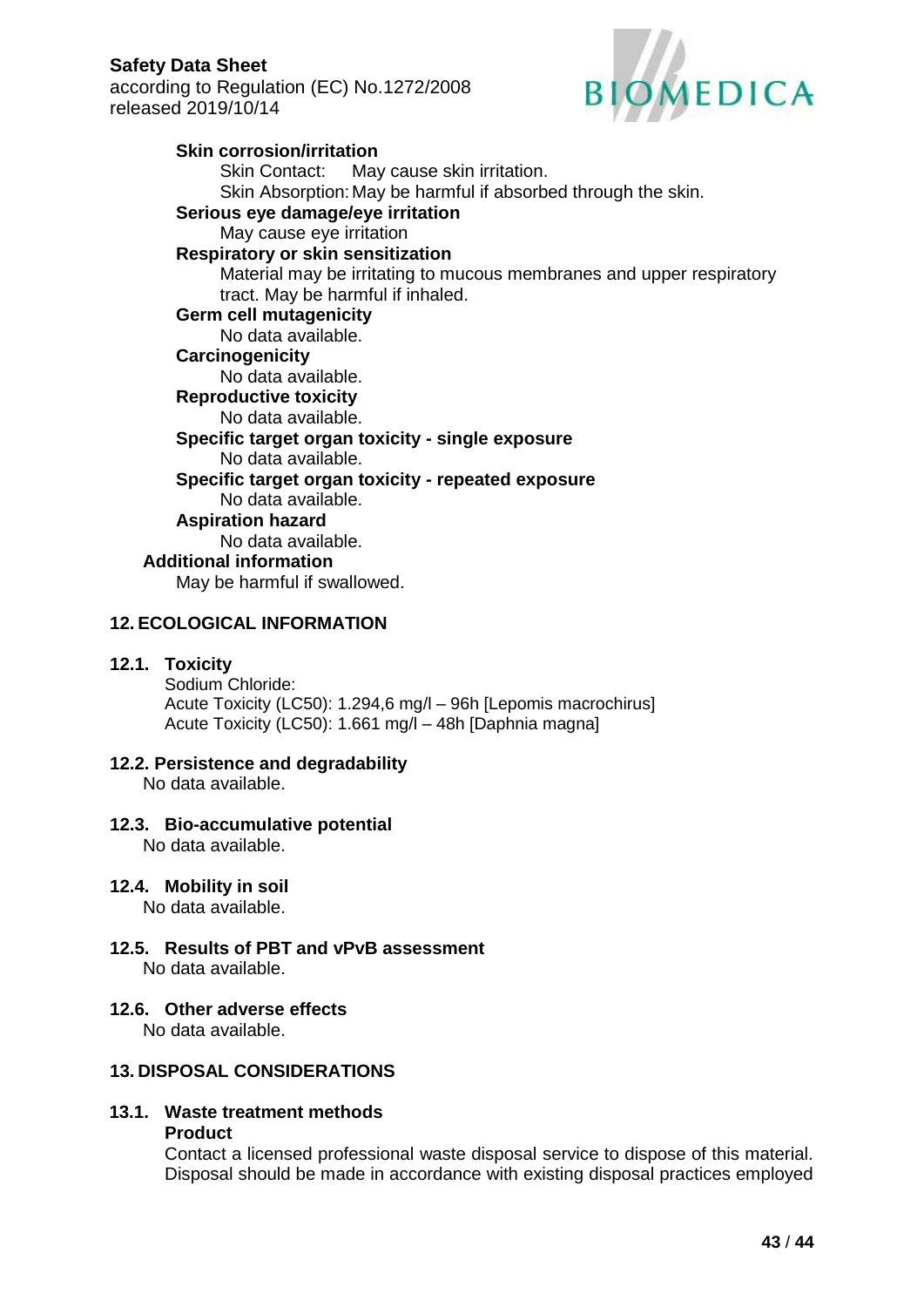**Skin corrosion/irritation**

Skin Contact: May cause skin irritation.

Skin Absorption: May be harmful if absorbed through the skin.

**Serious eye damage/eye irritation**

May cause eye irritation

**Respiratory or skin sensitization**

Material may be irritating to mucous membranes and upper respiratory tract. May be harmful if inhaled.

**Germ cell mutagenicity**

No data available.

**Carcinogenicity**

No data available.

**Reproductive toxicity**

No data available.

**Specific target organ toxicity - single exposure**

No data available.

**Specific target organ toxicity - repeated exposure**

No data available.

**Aspiration hazard**

No data available.

**Additional information**

May be harmful if swallowed.

## 12. ECOLOGICAL INFORMATION

### 12.1. Toxicity

Sodium Chloride:
Acute Toxicity (LC50): 1.294,6 mg/l – 96h [Lepomis macrochirus]
Acute Toxicity (LC50): 1.661 mg/l – 48h [Daphnia magna]

### 12.2. Persistence and degradability

No data available.

### 12.3. Bio-accumulative potential

No data available.

### 12.4. Mobility in soil

No data available.

### 12.5. Results of PBT and vPvB assessment

No data available.

### 12.6. Other adverse effects

No data available.

## 13. DISPOSAL CONSIDERATIONS

### 13.1. Waste treatment methods

**Product**

Contact a licensed professional waste disposal service to dispose of this material. Disposal should be made in accordance with existing disposal practices employed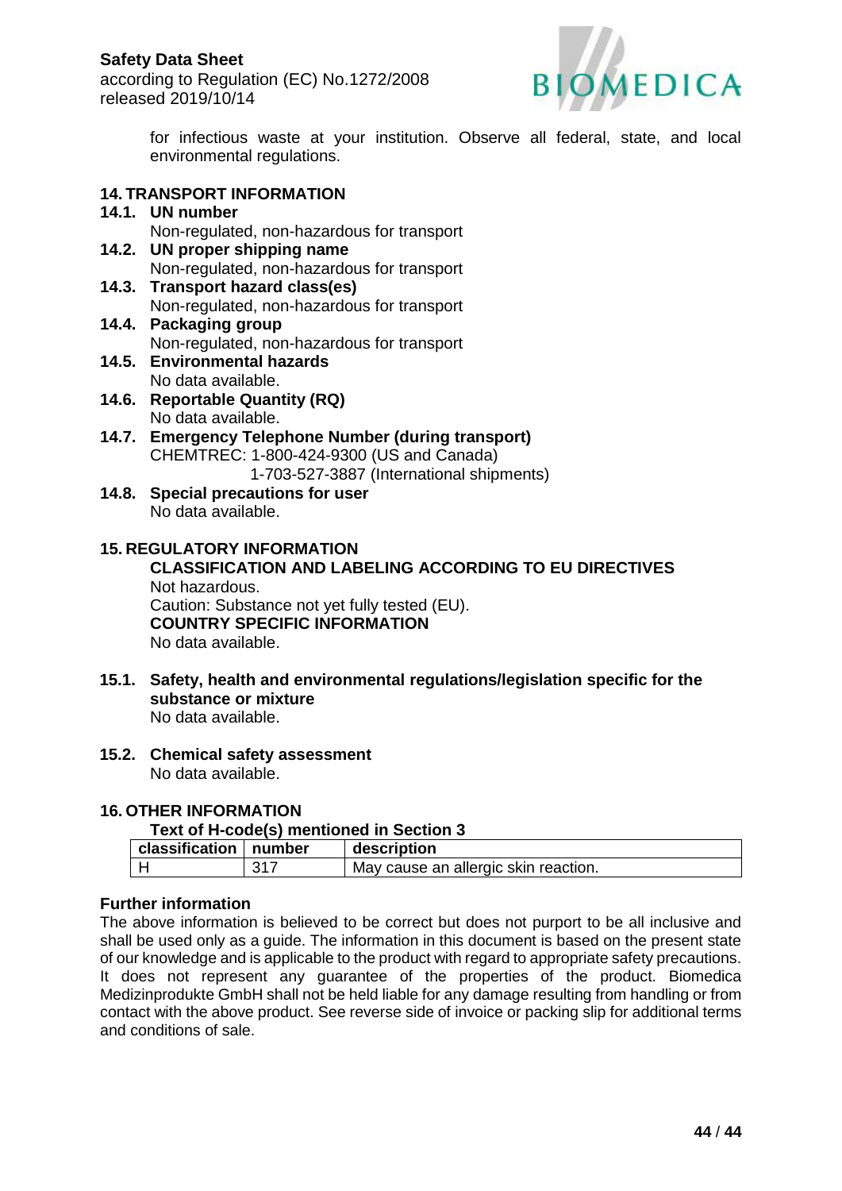for infectious waste at your institution. Observe all federal, state, and local environmental regulations.

## 14. TRANSPORT INFORMATION

**14.1. UN number**
Non-regulated, non-hazardous for transport

**14.2. UN proper shipping name**
Non-regulated, non-hazardous for transport

**14.3. Transport hazard class(es)**
Non-regulated, non-hazardous for transport

**14.4. Packaging group**
Non-regulated, non-hazardous for transport

**14.5. Environmental hazards**
No data available.

**14.6. Reportable Quantity (RQ)**
No data available.

**14.7. Emergency Telephone Number (during transport)**
CHEMTREC: 1-800-424-9300 (US and Canada)
1-703-527-3887 (International shipments)

**14.8. Special precautions for user**
No data available.

## 15. REGULATORY INFORMATION

**CLASSIFICATION AND LABELING ACCORDING TO EU DIRECTIVES**
Not hazardous.
Caution: Substance not yet fully tested (EU).

**COUNTRY SPECIFIC INFORMATION**
No data available.

**15.1. Safety, health and environmental regulations/legislation specific for the substance or mixture**
No data available.

**15.2. Chemical safety assessment**
No data available.

## 16. OTHER INFORMATION

**Text of H-code(s) mentioned in Section 3**

| classification | number | description |
|---|---|---|
| H | 317 | May cause an allergic skin reaction. |

**Further information**

The above information is believed to be correct but does not purport to be all inclusive and shall be used only as a guide. The information in this document is based on the present state of our knowledge and is applicable to the product with regard to appropriate safety precautions. It does not represent any guarantee of the properties of the product. Biomedica Medizinprodukte GmbH shall not be held liable for any damage resulting from handling or from contact with the above product. See reverse side of invoice or packing slip for additional terms and conditions of sale.